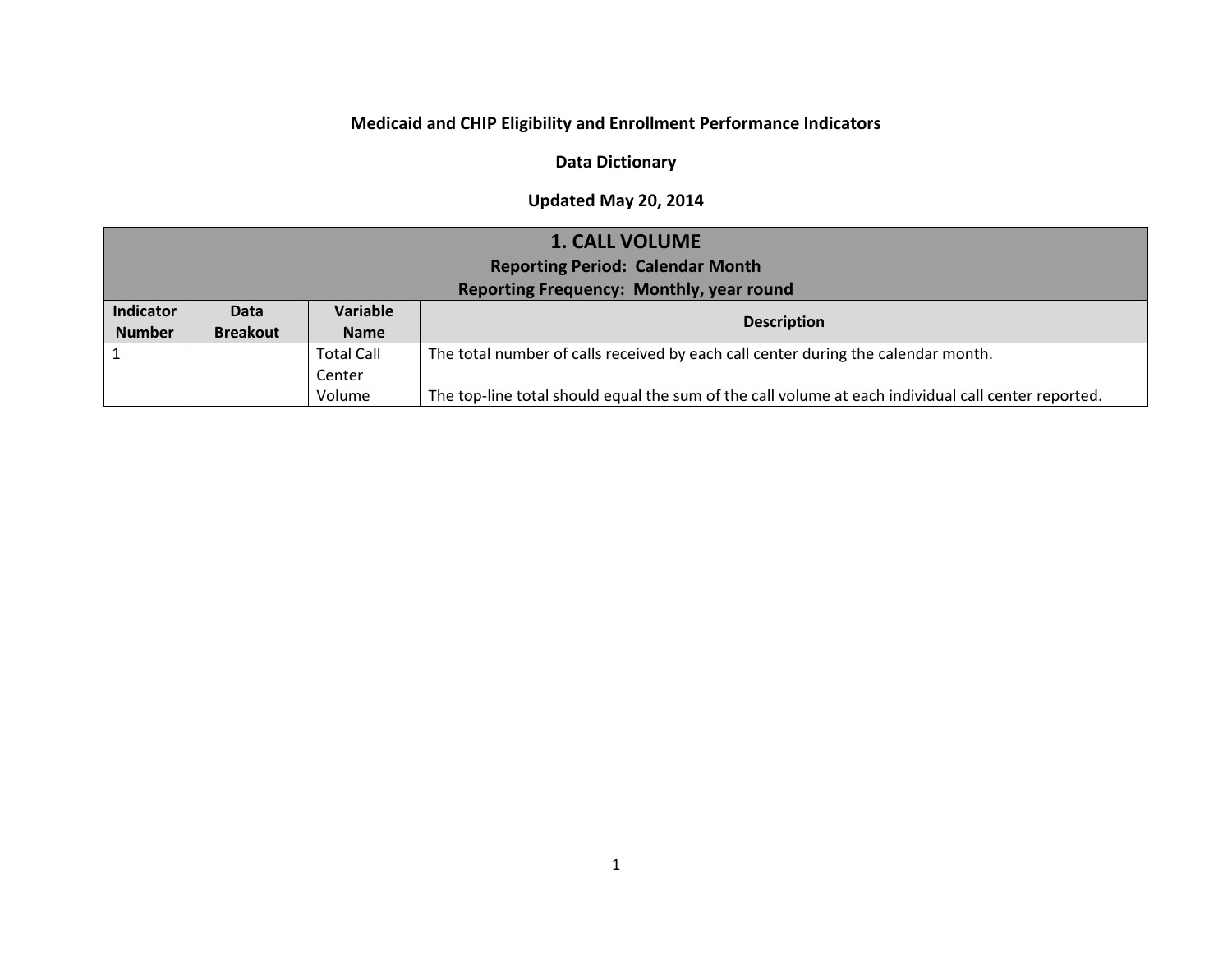**Medicaid and CHIP Eligibility and Enrollment Performance Indicators**

**Data Dictionary**

**Updated May 20, 2014**

| **1. CALL VOLUME**<br>**Reporting Period: Calendar Month**<br>**Reporting Frequency: Monthly, year round** | | | |
|---|---|---|---|
| **Indicator Number** | **Data Breakout** | **Variable Name** | **Description** |
| 1 | | Total Call Center Volume | The total number of calls received by each call center during the calendar month.<br><br>The top-line total should equal the sum of the call volume at each individual call center reported. |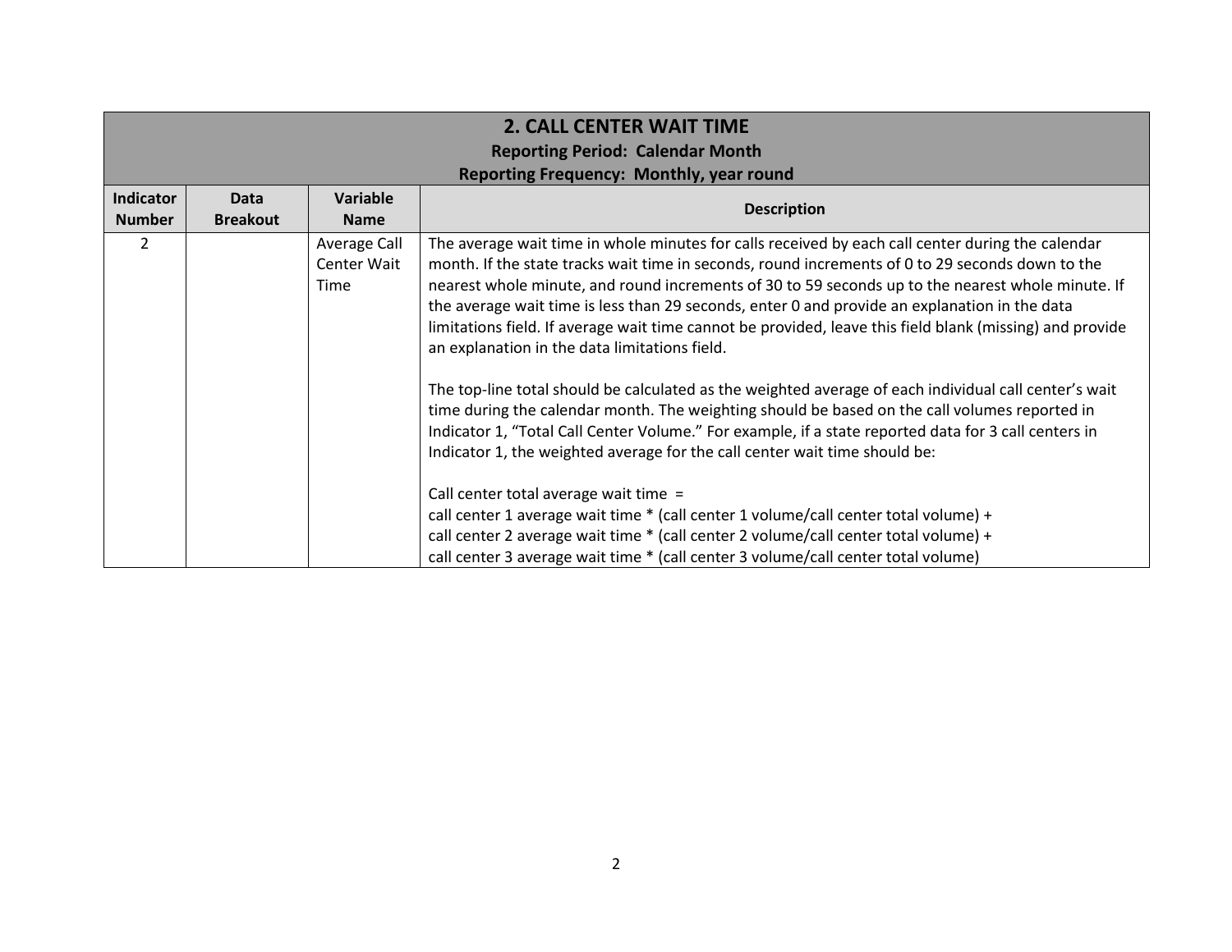| 2. CALL CENTER WAIT TIME<br>Reporting Period: Calendar Month<br>Reporting Frequency: Monthly, year round | | | |
|---|---|---|---|
| **Indicator Number** | **Data Breakout** | **Variable Name** | **Description** |
| 2 | | Average Call Center Wait Time | The average wait time in whole minutes for calls received by each call center during the calendar month. If the state tracks wait time in seconds, round increments of 0 to 29 seconds down to the nearest whole minute, and round increments of 30 to 59 seconds up to the nearest whole minute. If the average wait time is less than 29 seconds, enter 0 and provide an explanation in the data limitations field. If average wait time cannot be provided, leave this field blank (missing) and provide an explanation in the data limitations field.<br><br>The top-line total should be calculated as the weighted average of each individual call center's wait time during the calendar month. The weighting should be based on the call volumes reported in Indicator 1, "Total Call Center Volume." For example, if a state reported data for 3 call centers in Indicator 1, the weighted average for the call center wait time should be:<br><br>Call center total average wait time =<br>call center 1 average wait time * (call center 1 volume/call center total volume) +<br>call center 2 average wait time * (call center 2 volume/call center total volume) +<br>call center 3 average wait time * (call center 3 volume/call center total volume) |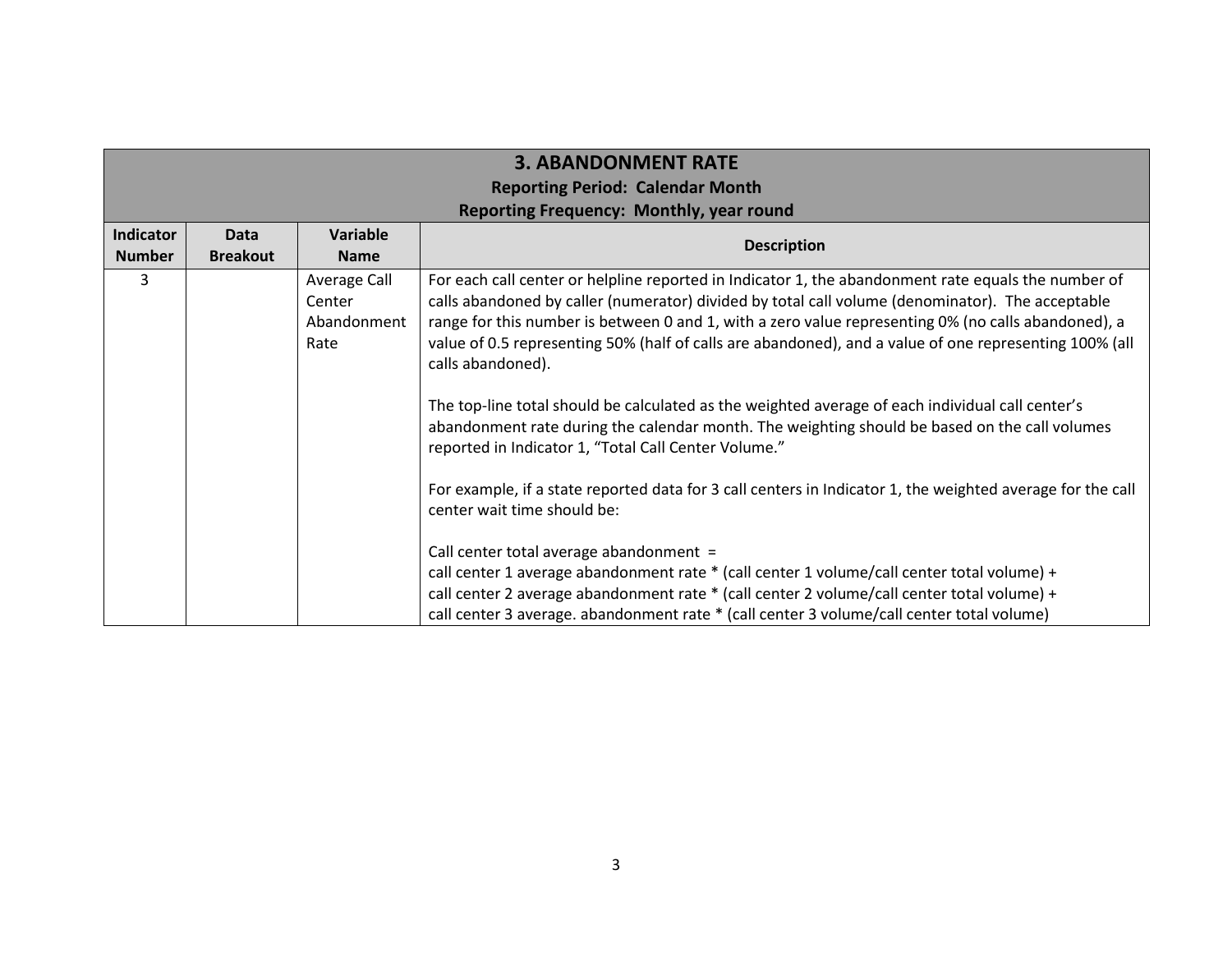| 3. ABANDONMENT RATE<br>Reporting Period: Calendar Month<br>Reporting Frequency: Monthly, year round | | | |
|---|---|---|---|
| **Indicator Number** | **Data Breakout** | **Variable Name** | **Description** |
| 3 | | Average Call Center Abandonment Rate | For each call center or helpline reported in Indicator 1, the abandonment rate equals the number of calls abandoned by caller (numerator) divided by total call volume (denominator). The acceptable range for this number is between 0 and 1, with a zero value representing 0% (no calls abandoned), a value of 0.5 representing 50% (half of calls are abandoned), and a value of one representing 100% (all calls abandoned).<br><br>The top-line total should be calculated as the weighted average of each individual call center's abandonment rate during the calendar month. The weighting should be based on the call volumes reported in Indicator 1, "Total Call Center Volume."<br><br>For example, if a state reported data for 3 call centers in Indicator 1, the weighted average for the call center wait time should be:<br><br>Call center total average abandonment =<br>call center 1 average abandonment rate * (call center 1 volume/call center total volume) +<br>call center 2 average abandonment rate * (call center 2 volume/call center total volume) +<br>call center 3 average. abandonment rate * (call center 3 volume/call center total volume) |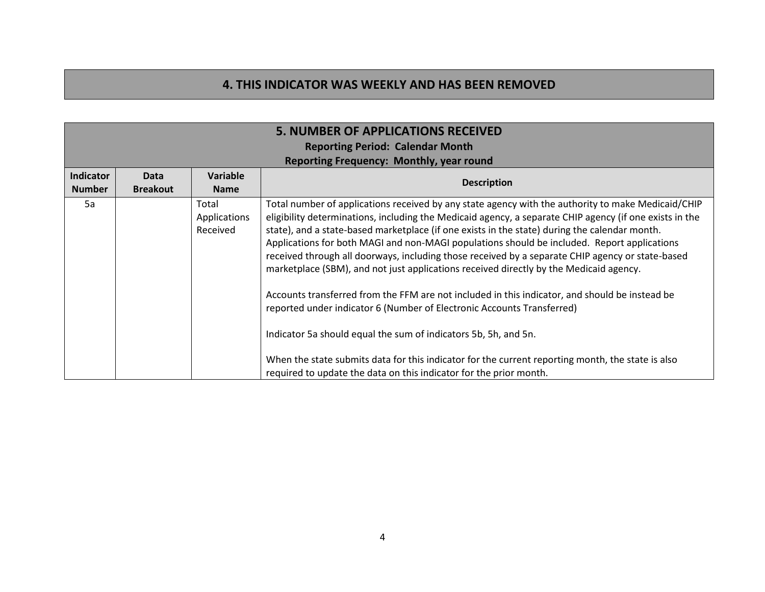## 4. THIS INDICATOR WAS WEEKLY AND HAS BEEN REMOVED

## 5. NUMBER OF APPLICATIONS RECEIVED

**Reporting Period: Calendar Month**

**Reporting Frequency: Monthly, year round**

| Indicator Number | Data Breakout | Variable Name | Description |
|---|---|---|---|
| 5a | | Total Applications Received | Total number of applications received by any state agency with the authority to make Medicaid/CHIP eligibility determinations, including the Medicaid agency, a separate CHIP agency (if one exists in the state), and a state-based marketplace (if one exists in the state) during the calendar month. Applications for both MAGI and non-MAGI populations should be included. Report applications received through all doorways, including those received by a separate CHIP agency or state-based marketplace (SBM), and not just applications received directly by the Medicaid agency.<br><br>Accounts transferred from the FFM are not included in this indicator, and should be instead be reported under indicator 6 (Number of Electronic Accounts Transferred)<br><br>Indicator 5a should equal the sum of indicators 5b, 5h, and 5n.<br><br>When the state submits data for this indicator for the current reporting month, the state is also required to update the data on this indicator for the prior month. |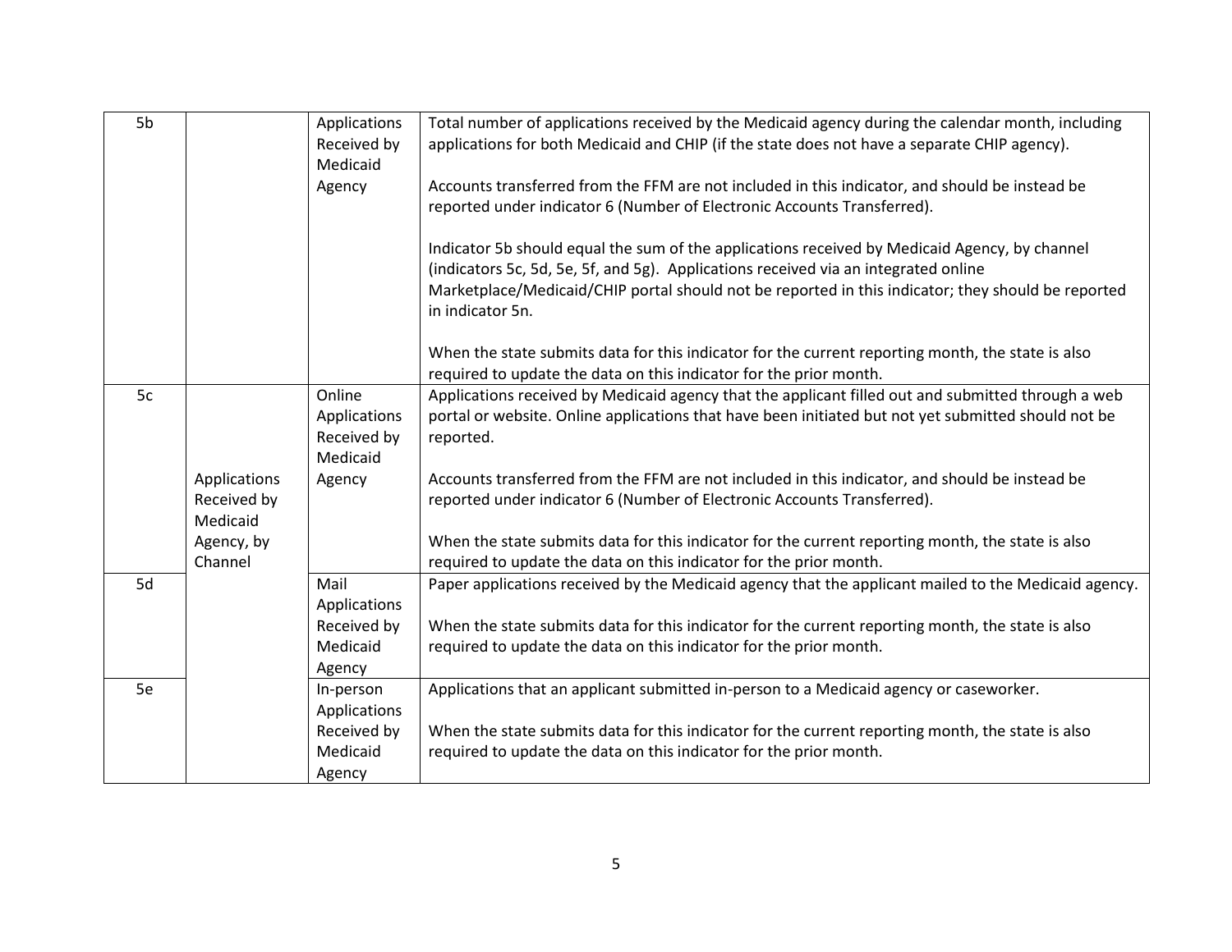| | | | |
|---|---|---|---|
| 5b | | Applications Received by Medicaid Agency | Total number of applications received by the Medicaid agency during the calendar month, including applications for both Medicaid and CHIP (if the state does not have a separate CHIP agency).<br><br>Accounts transferred from the FFM are not included in this indicator, and should be instead be reported under indicator 6 (Number of Electronic Accounts Transferred).<br><br>Indicator 5b should equal the sum of the applications received by Medicaid Agency, by channel (indicators 5c, 5d, 5e, 5f, and 5g). Applications received via an integrated online Marketplace/Medicaid/CHIP portal should not be reported in this indicator; they should be reported in indicator 5n.<br><br>When the state submits data for this indicator for the current reporting month, the state is also required to update the data on this indicator for the prior month. |
| 5c | Applications Received by Medicaid Agency, by Channel | Online Applications Received by Medicaid Agency | Applications received by Medicaid agency that the applicant filled out and submitted through a web portal or website. Online applications that have been initiated but not yet submitted should not be reported.<br><br>Accounts transferred from the FFM are not included in this indicator, and should be instead be reported under indicator 6 (Number of Electronic Accounts Transferred).<br><br>When the state submits data for this indicator for the current reporting month, the state is also required to update the data on this indicator for the prior month. |
| 5d | | Mail Applications Received by Medicaid Agency | Paper applications received by the Medicaid agency that the applicant mailed to the Medicaid agency.<br><br>When the state submits data for this indicator for the current reporting month, the state is also required to update the data on this indicator for the prior month. |
| 5e | | In-person Applications Received by Medicaid Agency | Applications that an applicant submitted in-person to a Medicaid agency or caseworker.<br><br>When the state submits data for this indicator for the current reporting month, the state is also required to update the data on this indicator for the prior month. |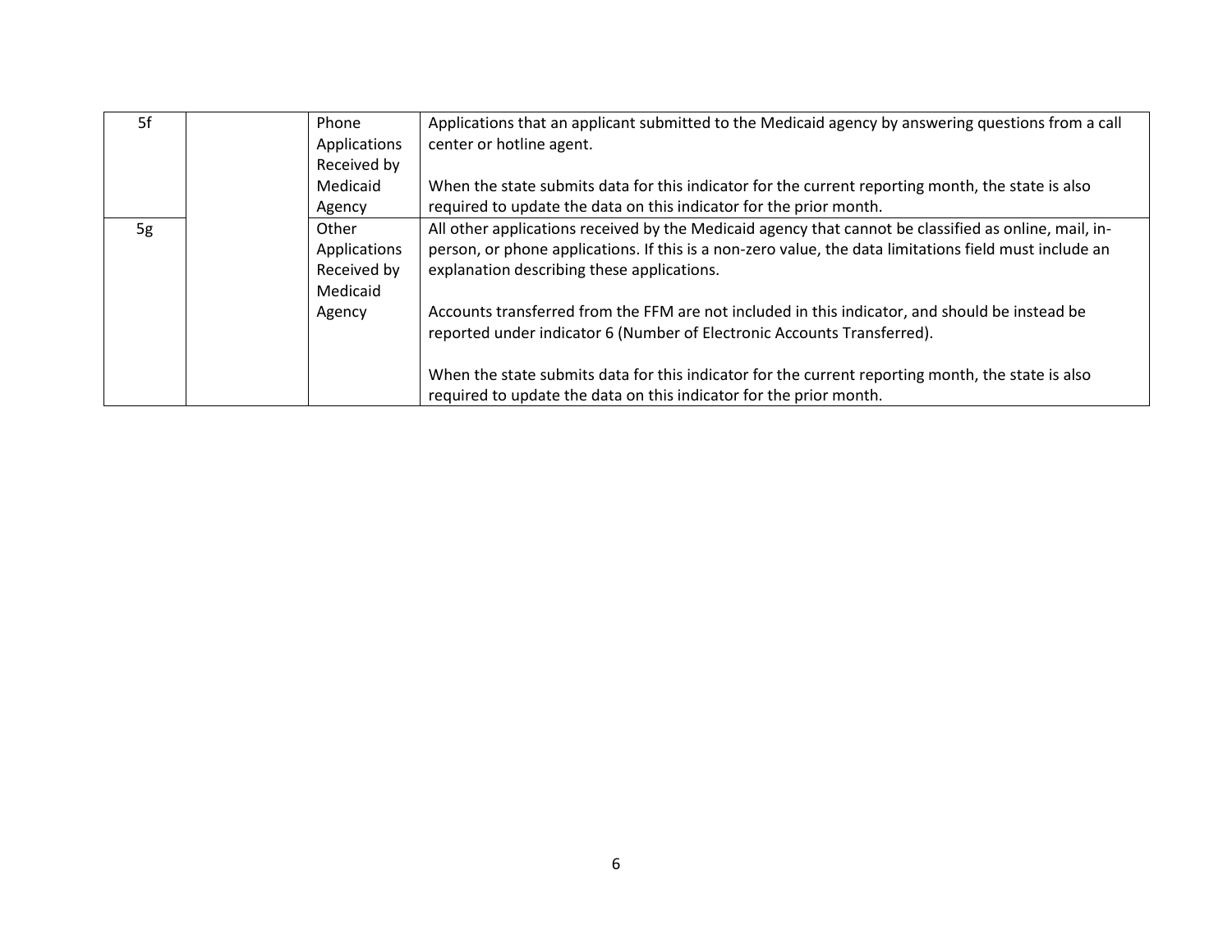| | | | |
|---|---|---|---|
| 5f | | Phone Applications Received by Medicaid Agency | Applications that an applicant submitted to the Medicaid agency by answering questions from a call center or hotline agent.<br><br>When the state submits data for this indicator for the current reporting month, the state is also required to update the data on this indicator for the prior month. |
| 5g | | Other Applications Received by Medicaid Agency | All other applications received by the Medicaid agency that cannot be classified as online, mail, in-person, or phone applications. If this is a non-zero value, the data limitations field must include an explanation describing these applications.<br><br>Accounts transferred from the FFM are not included in this indicator, and should be instead be reported under indicator 6 (Number of Electronic Accounts Transferred).<br><br>When the state submits data for this indicator for the current reporting month, the state is also required to update the data on this indicator for the prior month. |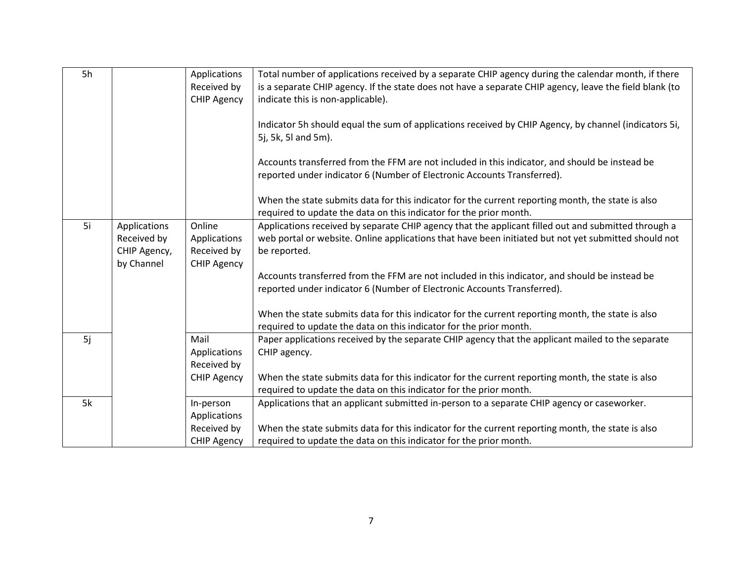| | | | |
|---|---|---|---|
| 5h | | Applications Received by CHIP Agency | Total number of applications received by a separate CHIP agency during the calendar month, if there is a separate CHIP agency. If the state does not have a separate CHIP agency, leave the field blank (to indicate this is non-applicable).<br><br>Indicator 5h should equal the sum of applications received by CHIP Agency, by channel (indicators 5i, 5j, 5k, 5l and 5m).<br><br>Accounts transferred from the FFM are not included in this indicator, and should be instead be reported under indicator 6 (Number of Electronic Accounts Transferred).<br><br>When the state submits data for this indicator for the current reporting month, the state is also required to update the data on this indicator for the prior month. |
| 5i | Applications Received by CHIP Agency, by Channel | Online Applications Received by CHIP Agency | Applications received by separate CHIP agency that the applicant filled out and submitted through a web portal or website. Online applications that have been initiated but not yet submitted should not be reported.<br><br>Accounts transferred from the FFM are not included in this indicator, and should be instead be reported under indicator 6 (Number of Electronic Accounts Transferred).<br><br>When the state submits data for this indicator for the current reporting month, the state is also required to update the data on this indicator for the prior month. |
| 5j | | Mail Applications Received by CHIP Agency | Paper applications received by the separate CHIP agency that the applicant mailed to the separate CHIP agency.<br><br>When the state submits data for this indicator for the current reporting month, the state is also required to update the data on this indicator for the prior month. |
| 5k | | In-person Applications Received by CHIP Agency | Applications that an applicant submitted in-person to a separate CHIP agency or caseworker.<br><br>When the state submits data for this indicator for the current reporting month, the state is also required to update the data on this indicator for the prior month. |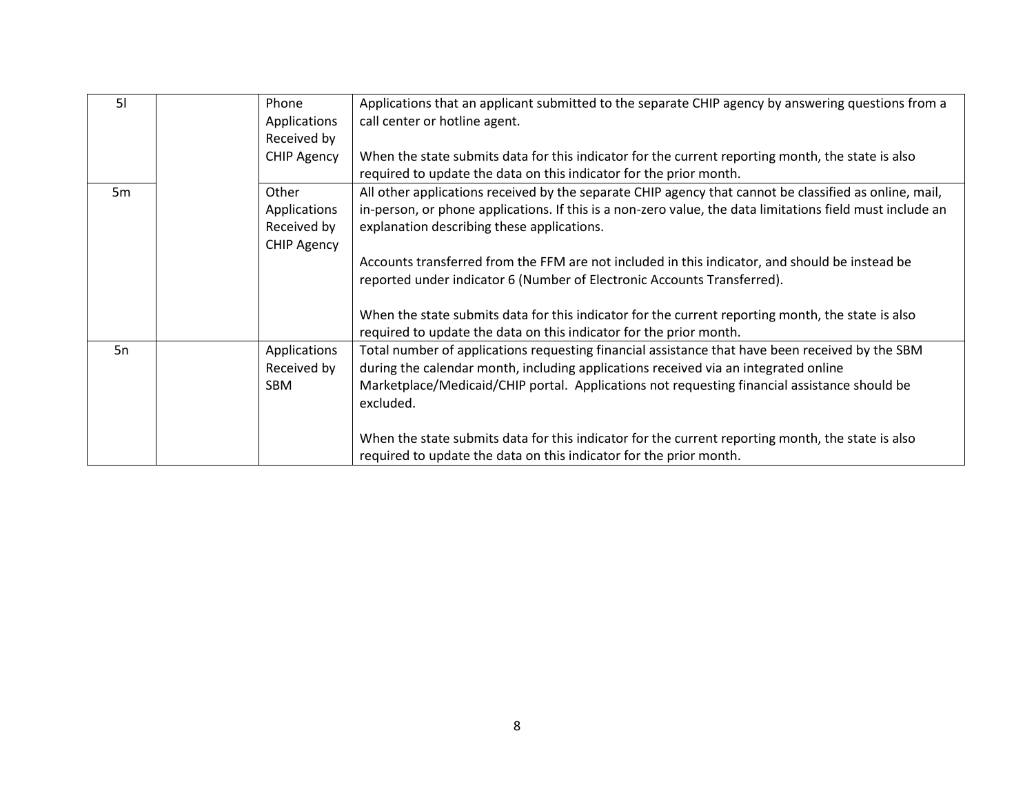| 5l | | Phone Applications Received by CHIP Agency | Applications that an applicant submitted to the separate CHIP agency by answering questions from a call center or hotline agent.<br><br>When the state submits data for this indicator for the current reporting month, the state is also required to update the data on this indicator for the prior month. |
|---|---|---|---|
| 5m | | Other Applications Received by CHIP Agency | All other applications received by the separate CHIP agency that cannot be classified as online, mail, in-person, or phone applications. If this is a non-zero value, the data limitations field must include an explanation describing these applications.<br><br>Accounts transferred from the FFM are not included in this indicator, and should be instead be reported under indicator 6 (Number of Electronic Accounts Transferred).<br><br>When the state submits data for this indicator for the current reporting month, the state is also required to update the data on this indicator for the prior month. |
| 5n | | Applications Received by SBM | Total number of applications requesting financial assistance that have been received by the SBM during the calendar month, including applications received via an integrated online Marketplace/Medicaid/CHIP portal. Applications not requesting financial assistance should be excluded.<br><br>When the state submits data for this indicator for the current reporting month, the state is also required to update the data on this indicator for the prior month. |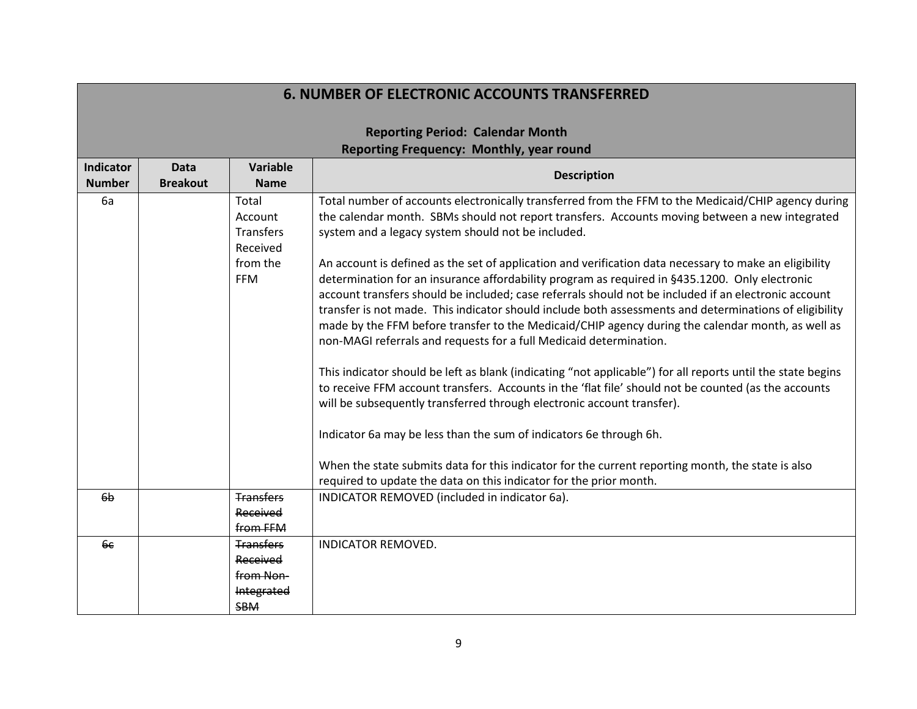| 6. NUMBER OF ELECTRONIC ACCOUNTS TRANSFERRED<br><br>Reporting Period: Calendar Month<br>Reporting Frequency: Monthly, year round | | | |
|---|---|---|---|
| **Indicator Number** | **Data Breakout** | **Variable Name** | **Description** |
| 6a | | Total Account Transfers Received from the FFM | Total number of accounts electronically transferred from the FFM to the Medicaid/CHIP agency during the calendar month. SBMs should not report transfers. Accounts moving between a new integrated system and a legacy system should not be included.<br><br>An account is defined as the set of application and verification data necessary to make an eligibility determination for an insurance affordability program as required in §435.1200. Only electronic account transfers should be included; case referrals should not be included if an electronic account transfer is not made. This indicator should include both assessments and determinations of eligibility made by the FFM before transfer to the Medicaid/CHIP agency during the calendar month, as well as non-MAGI referrals and requests for a full Medicaid determination.<br><br>This indicator should be left as blank (indicating "not applicable") for all reports until the state begins to receive FFM account transfers. Accounts in the 'flat file' should not be counted (as the accounts will be subsequently transferred through electronic account transfer).<br><br>Indicator 6a may be less than the sum of indicators 6e through 6h.<br><br>When the state submits data for this indicator for the current reporting month, the state is also required to update the data on this indicator for the prior month. |
| ~~6b~~ | | ~~Transfers Received from FFM~~ | INDICATOR REMOVED (included in indicator 6a). |
| ~~6c~~ | | ~~Transfers Received from Non-Integrated SBM~~ | INDICATOR REMOVED. |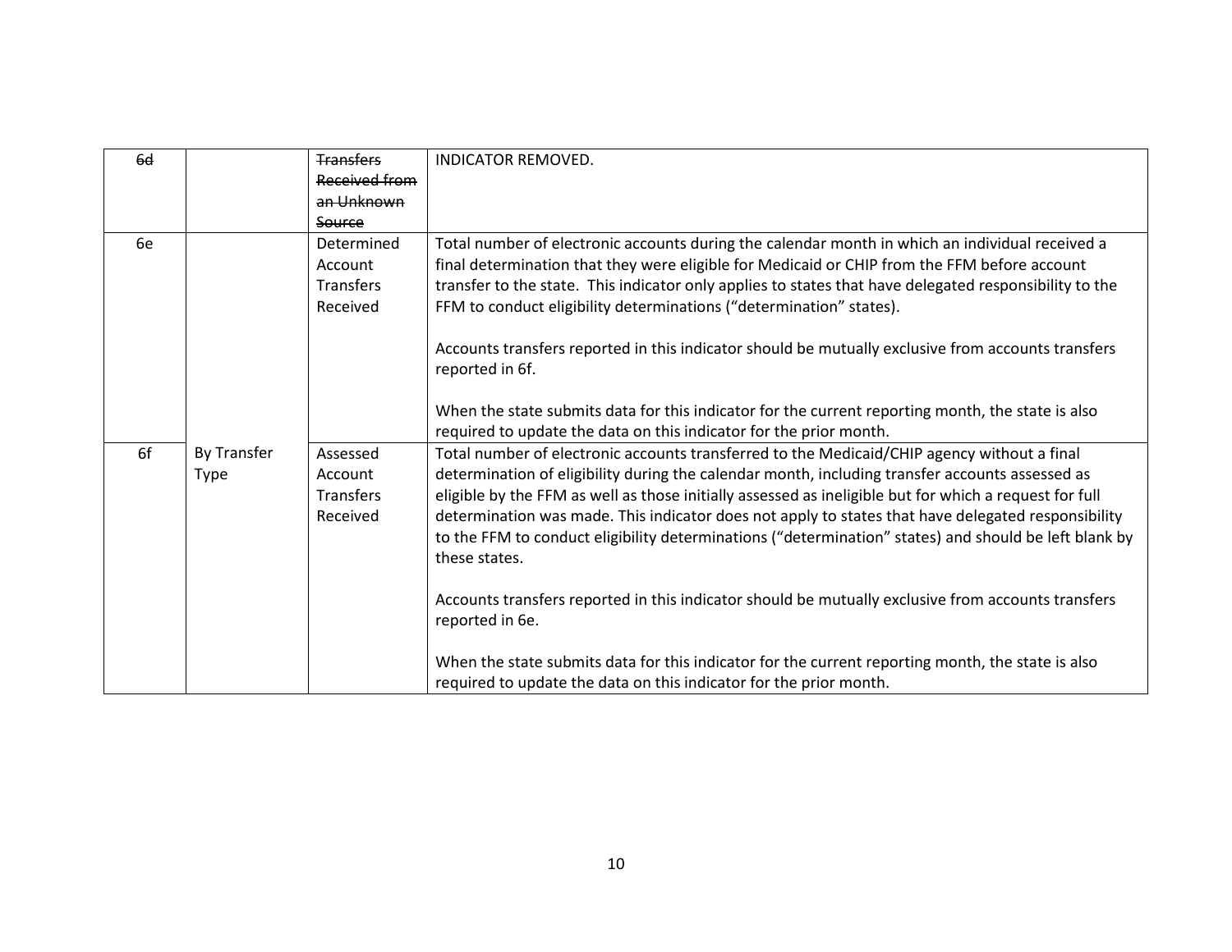| ~~6d~~ | | ~~Transfers Received from an Unknown Source~~ | INDICATOR REMOVED. |
|---|---|---|---|
| 6e | | Determined Account Transfers Received | Total number of electronic accounts during the calendar month in which an individual received a final determination that they were eligible for Medicaid or CHIP from the FFM before account transfer to the state. This indicator only applies to states that have delegated responsibility to the FFM to conduct eligibility determinations ("determination" states).<br><br>Accounts transfers reported in this indicator should be mutually exclusive from accounts transfers reported in 6f.<br><br>When the state submits data for this indicator for the current reporting month, the state is also required to update the data on this indicator for the prior month. |
| 6f | By Transfer Type | Assessed Account Transfers Received | Total number of electronic accounts transferred to the Medicaid/CHIP agency without a final determination of eligibility during the calendar month, including transfer accounts assessed as eligible by the FFM as well as those initially assessed as ineligible but for which a request for full determination was made. This indicator does not apply to states that have delegated responsibility to the FFM to conduct eligibility determinations ("determination" states) and should be left blank by these states.<br><br>Accounts transfers reported in this indicator should be mutually exclusive from accounts transfers reported in 6e.<br><br>When the state submits data for this indicator for the current reporting month, the state is also required to update the data on this indicator for the prior month. |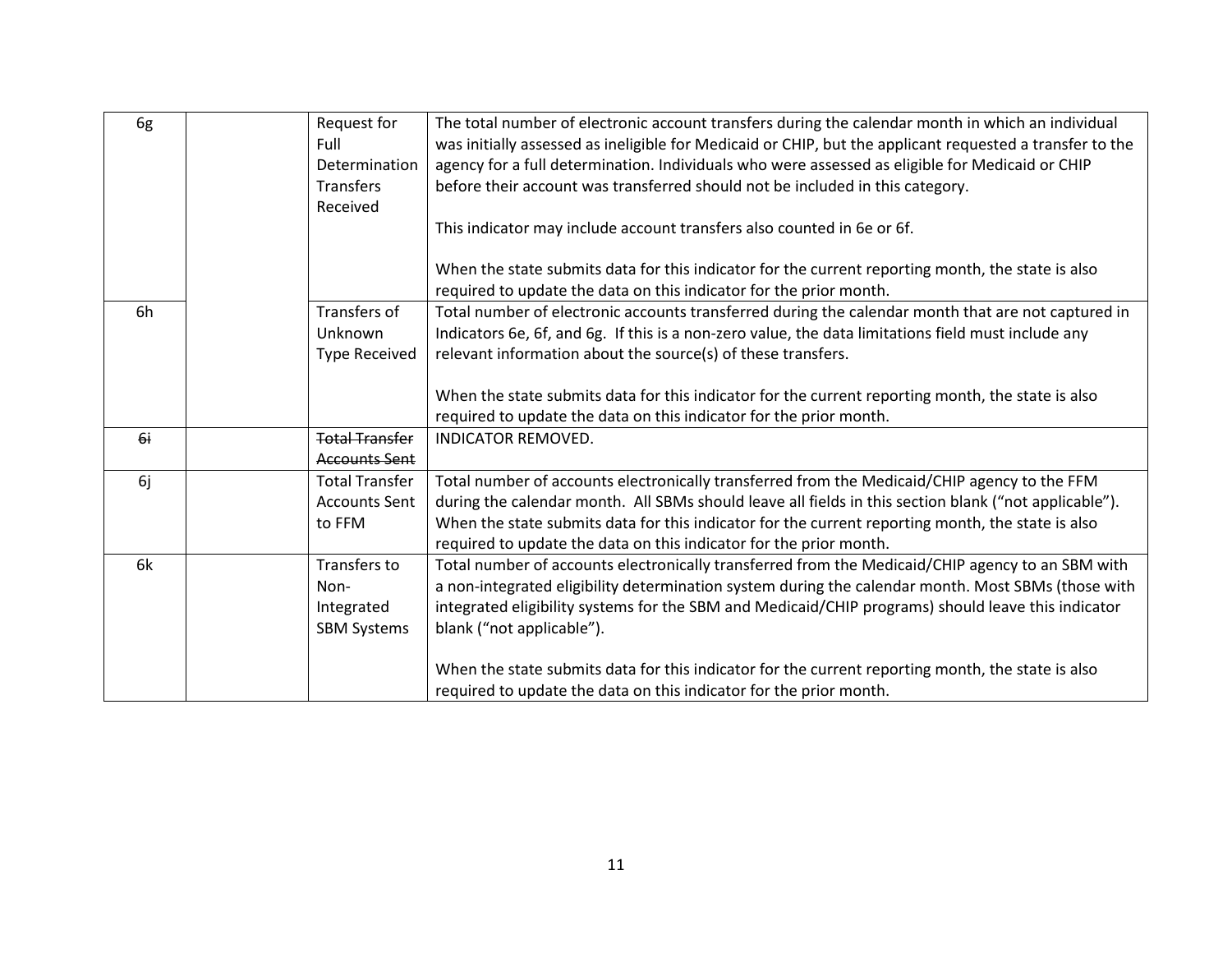| | | | |
|---|---|---|---|
| 6g | | Request for Full Determination Transfers Received | The total number of electronic account transfers during the calendar month in which an individual was initially assessed as ineligible for Medicaid or CHIP, but the applicant requested a transfer to the agency for a full determination. Individuals who were assessed as eligible for Medicaid or CHIP before their account was transferred should not be included in this category.<br><br>This indicator may include account transfers also counted in 6e or 6f.<br><br>When the state submits data for this indicator for the current reporting month, the state is also required to update the data on this indicator for the prior month. |
| 6h | | Transfers of Unknown Type Received | Total number of electronic accounts transferred during the calendar month that are not captured in Indicators 6e, 6f, and 6g. If this is a non-zero value, the data limitations field must include any relevant information about the source(s) of these transfers.<br><br>When the state submits data for this indicator for the current reporting month, the state is also required to update the data on this indicator for the prior month. |
| ~~6i~~ | | ~~Total Transfer Accounts Sent~~ | INDICATOR REMOVED. |
| 6j | | Total Transfer Accounts Sent to FFM | Total number of accounts electronically transferred from the Medicaid/CHIP agency to the FFM during the calendar month. All SBMs should leave all fields in this section blank ("not applicable"). When the state submits data for this indicator for the current reporting month, the state is also required to update the data on this indicator for the prior month. |
| 6k | | Transfers to Non-Integrated SBM Systems | Total number of accounts electronically transferred from the Medicaid/CHIP agency to an SBM with a non-integrated eligibility determination system during the calendar month. Most SBMs (those with integrated eligibility systems for the SBM and Medicaid/CHIP programs) should leave this indicator blank ("not applicable").<br><br>When the state submits data for this indicator for the current reporting month, the state is also required to update the data on this indicator for the prior month. |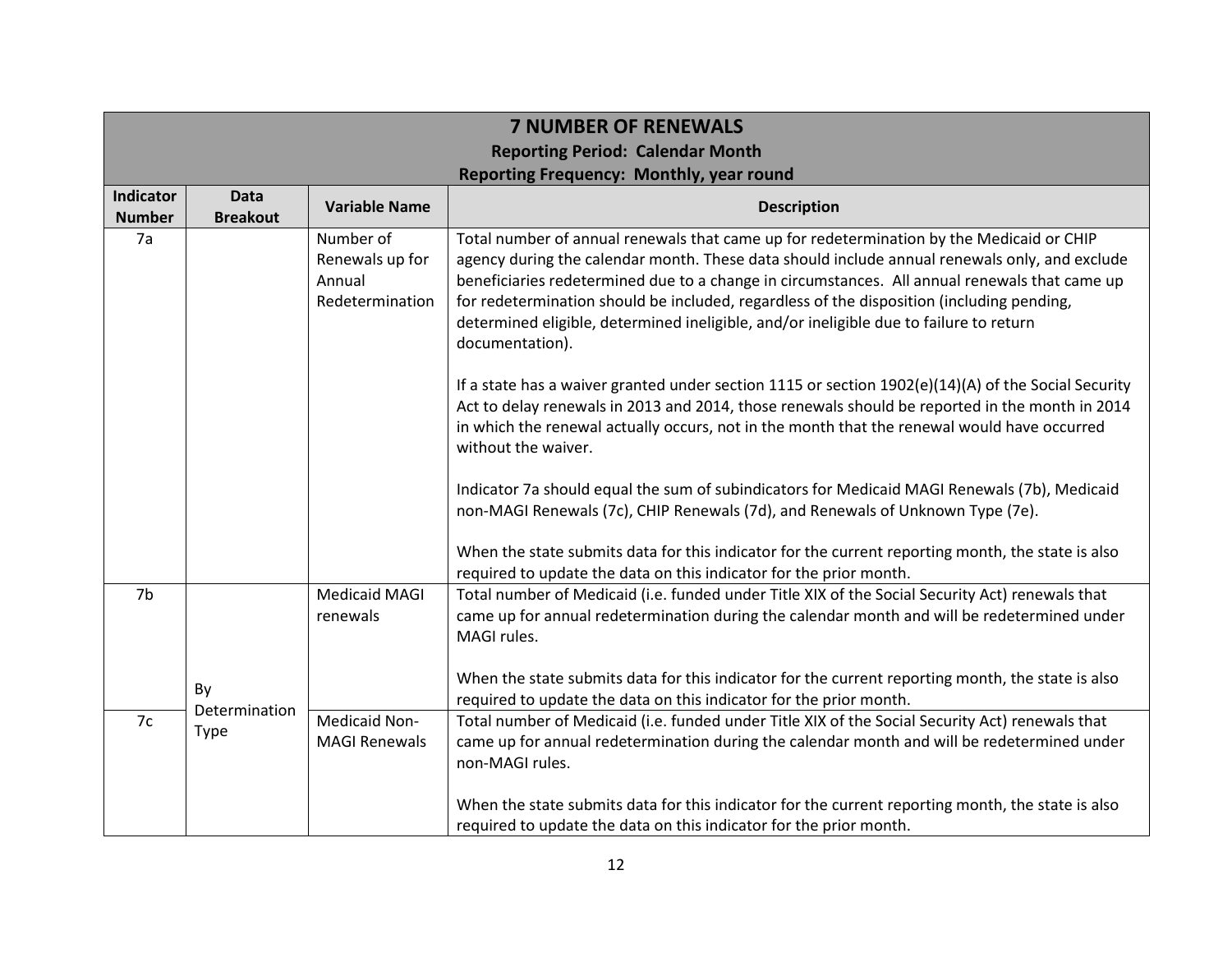| 7 NUMBER OF RENEWALS<br>Reporting Period: Calendar Month<br>Reporting Frequency: Monthly, year round | | | |
|---|---|---|---|
| **Indicator Number** | **Data Breakout** | **Variable Name** | **Description** |
| 7a | | Number of Renewals up for Annual Redetermination | Total number of annual renewals that came up for redetermination by the Medicaid or CHIP agency during the calendar month. These data should include annual renewals only, and exclude beneficiaries redetermined due to a change in circumstances. All annual renewals that came up for redetermination should be included, regardless of the disposition (including pending, determined eligible, determined ineligible, and/or ineligible due to failure to return documentation).<br><br>If a state has a waiver granted under section 1115 or section 1902(e)(14)(A) of the Social Security Act to delay renewals in 2013 and 2014, those renewals should be reported in the month in 2014 in which the renewal actually occurs, not in the month that the renewal would have occurred without the waiver.<br><br>Indicator 7a should equal the sum of subindicators for Medicaid MAGI Renewals (7b), Medicaid non-MAGI Renewals (7c), CHIP Renewals (7d), and Renewals of Unknown Type (7e).<br><br>When the state submits data for this indicator for the current reporting month, the state is also required to update the data on this indicator for the prior month. |
| 7b | By Determination Type | Medicaid MAGI renewals | Total number of Medicaid (i.e. funded under Title XIX of the Social Security Act) renewals that came up for annual redetermination during the calendar month and will be redetermined under MAGI rules.<br><br>When the state submits data for this indicator for the current reporting month, the state is also required to update the data on this indicator for the prior month. |
| 7c | | Medicaid Non-MAGI Renewals | Total number of Medicaid (i.e. funded under Title XIX of the Social Security Act) renewals that came up for annual redetermination during the calendar month and will be redetermined under non-MAGI rules.<br><br>When the state submits data for this indicator for the current reporting month, the state is also required to update the data on this indicator for the prior month. |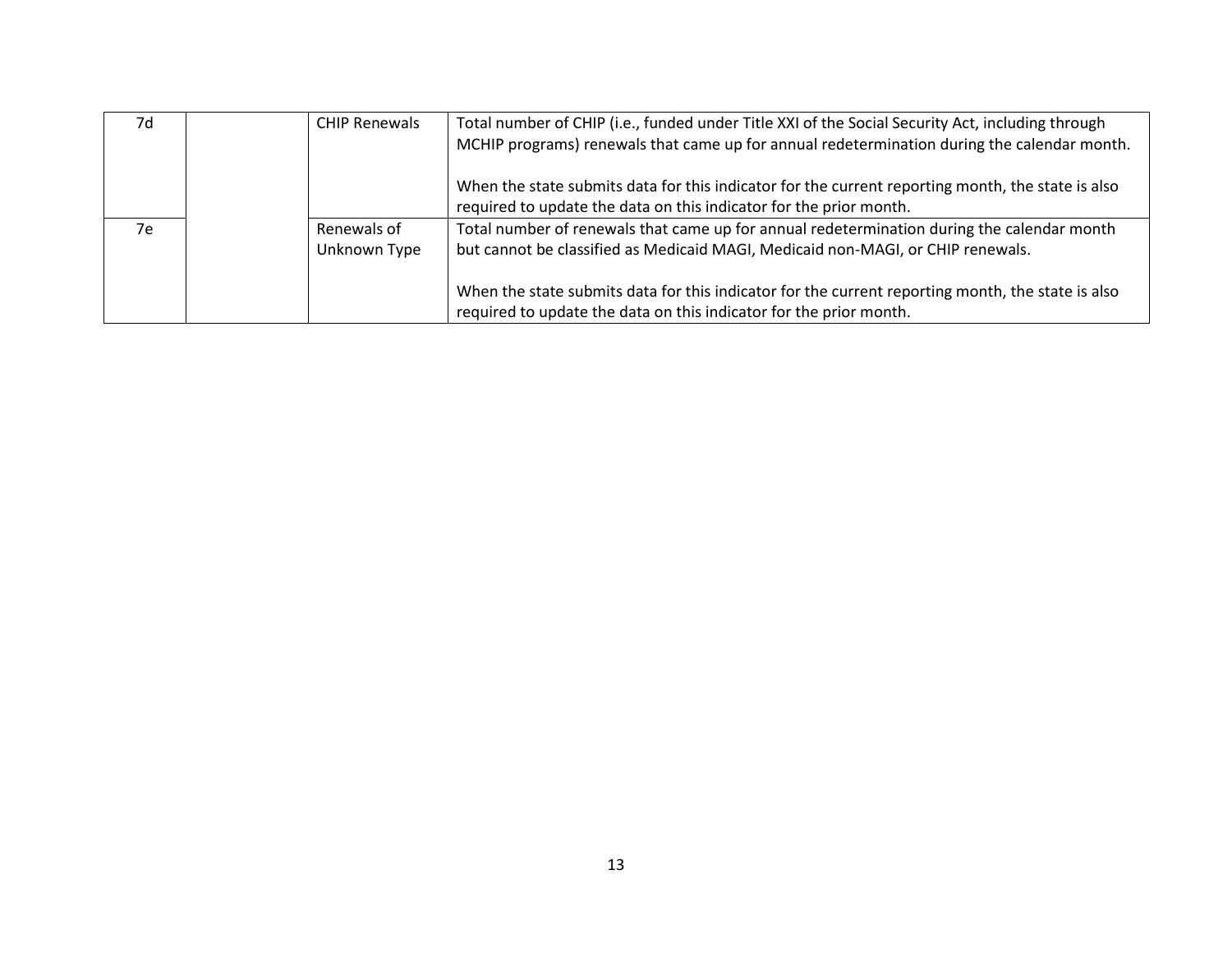| 7d | | CHIP Renewals | Total number of CHIP (i.e., funded under Title XXI of the Social Security Act, including through MCHIP programs) renewals that came up for annual redetermination during the calendar month.<br><br>When the state submits data for this indicator for the current reporting month, the state is also required to update the data on this indicator for the prior month. |
|---|---|---|---|
| 7e | | Renewals of Unknown Type | Total number of renewals that came up for annual redetermination during the calendar month but cannot be classified as Medicaid MAGI, Medicaid non-MAGI, or CHIP renewals.<br><br>When the state submits data for this indicator for the current reporting month, the state is also required to update the data on this indicator for the prior month. |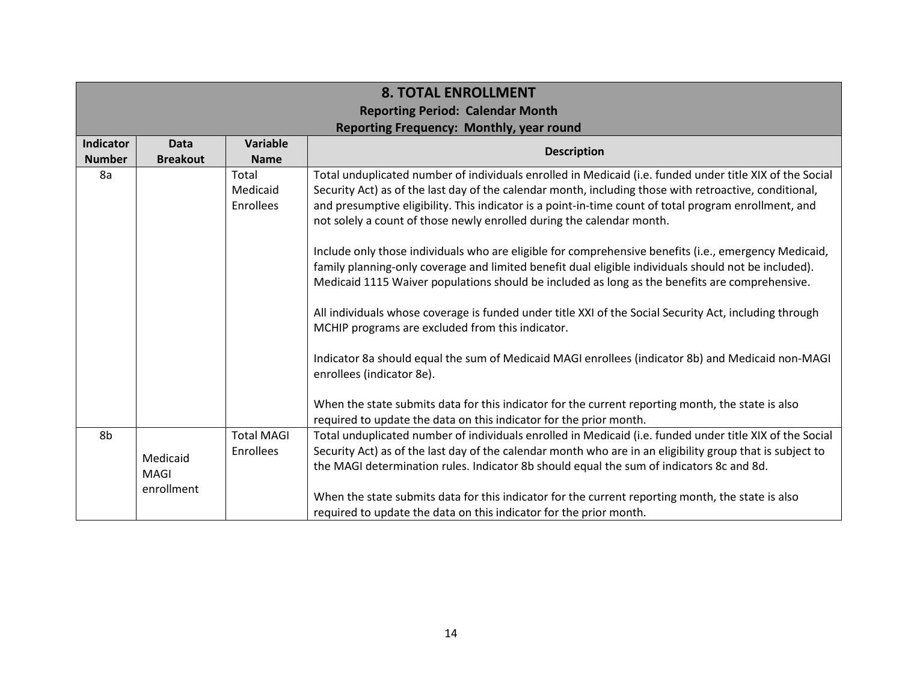| **8. TOTAL ENROLLMENT**<br>**Reporting Period: Calendar Month**<br>**Reporting Frequency: Monthly, year round** | | | |
|---|---|---|---|
| **Indicator Number** | **Data Breakout** | **Variable Name** | **Description** |
| 8a | | Total Medicaid Enrollees | Total unduplicated number of individuals enrolled in Medicaid (i.e. funded under title XIX of the Social Security Act) as of the last day of the calendar month, including those with retroactive, conditional, and presumptive eligibility. This indicator is a point-in-time count of total program enrollment, and not solely a count of those newly enrolled during the calendar month.<br><br>Include only those individuals who are eligible for comprehensive benefits (i.e., emergency Medicaid, family planning-only coverage and limited benefit dual eligible individuals should not be included). Medicaid 1115 Waiver populations should be included as long as the benefits are comprehensive.<br><br>All individuals whose coverage is funded under title XXI of the Social Security Act, including through MCHIP programs are excluded from this indicator.<br><br>Indicator 8a should equal the sum of Medicaid MAGI enrollees (indicator 8b) and Medicaid non-MAGI enrollees (indicator 8e).<br><br>When the state submits data for this indicator for the current reporting month, the state is also required to update the data on this indicator for the prior month. |
| 8b | Medicaid MAGI enrollment | Total MAGI Enrollees | Total unduplicated number of individuals enrolled in Medicaid (i.e. funded under title XIX of the Social Security Act) as of the last day of the calendar month who are in an eligibility group that is subject to the MAGI determination rules. Indicator 8b should equal the sum of indicators 8c and 8d.<br><br>When the state submits data for this indicator for the current reporting month, the state is also required to update the data on this indicator for the prior month. |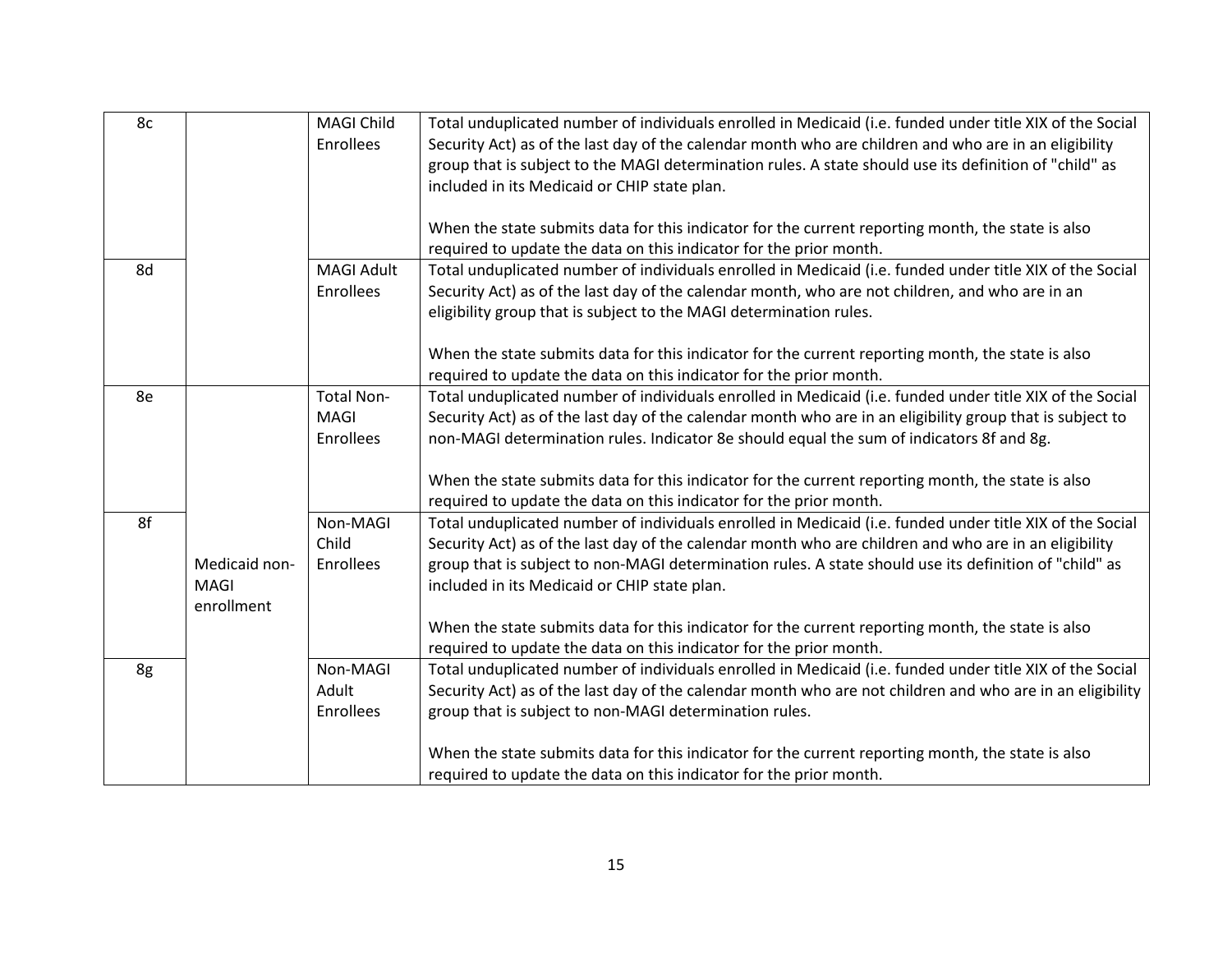| | | | |
|---|---|---|---|
| 8c | | MAGI Child Enrollees | Total unduplicated number of individuals enrolled in Medicaid (i.e. funded under title XIX of the Social Security Act) as of the last day of the calendar month who are children and who are in an eligibility group that is subject to the MAGI determination rules. A state should use its definition of "child" as included in its Medicaid or CHIP state plan.<br><br>When the state submits data for this indicator for the current reporting month, the state is also required to update the data on this indicator for the prior month. |
| 8d | | MAGI Adult Enrollees | Total unduplicated number of individuals enrolled in Medicaid (i.e. funded under title XIX of the Social Security Act) as of the last day of the calendar month, who are not children, and who are in an eligibility group that is subject to the MAGI determination rules.<br><br>When the state submits data for this indicator for the current reporting month, the state is also required to update the data on this indicator for the prior month. |
| 8e | Medicaid non-MAGI enrollment | Total Non-MAGI Enrollees | Total unduplicated number of individuals enrolled in Medicaid (i.e. funded under title XIX of the Social Security Act) as of the last day of the calendar month who are in an eligibility group that is subject to non-MAGI determination rules. Indicator 8e should equal the sum of indicators 8f and 8g.<br><br>When the state submits data for this indicator for the current reporting month, the state is also required to update the data on this indicator for the prior month. |
| 8f | | Non-MAGI Child Enrollees | Total unduplicated number of individuals enrolled in Medicaid (i.e. funded under title XIX of the Social Security Act) as of the last day of the calendar month who are children and who are in an eligibility group that is subject to non-MAGI determination rules. A state should use its definition of "child" as included in its Medicaid or CHIP state plan.<br><br>When the state submits data for this indicator for the current reporting month, the state is also required to update the data on this indicator for the prior month. |
| 8g | | Non-MAGI Adult Enrollees | Total unduplicated number of individuals enrolled in Medicaid (i.e. funded under title XIX of the Social Security Act) as of the last day of the calendar month who are not children and who are in an eligibility group that is subject to non-MAGI determination rules.<br><br>When the state submits data for this indicator for the current reporting month, the state is also required to update the data on this indicator for the prior month. |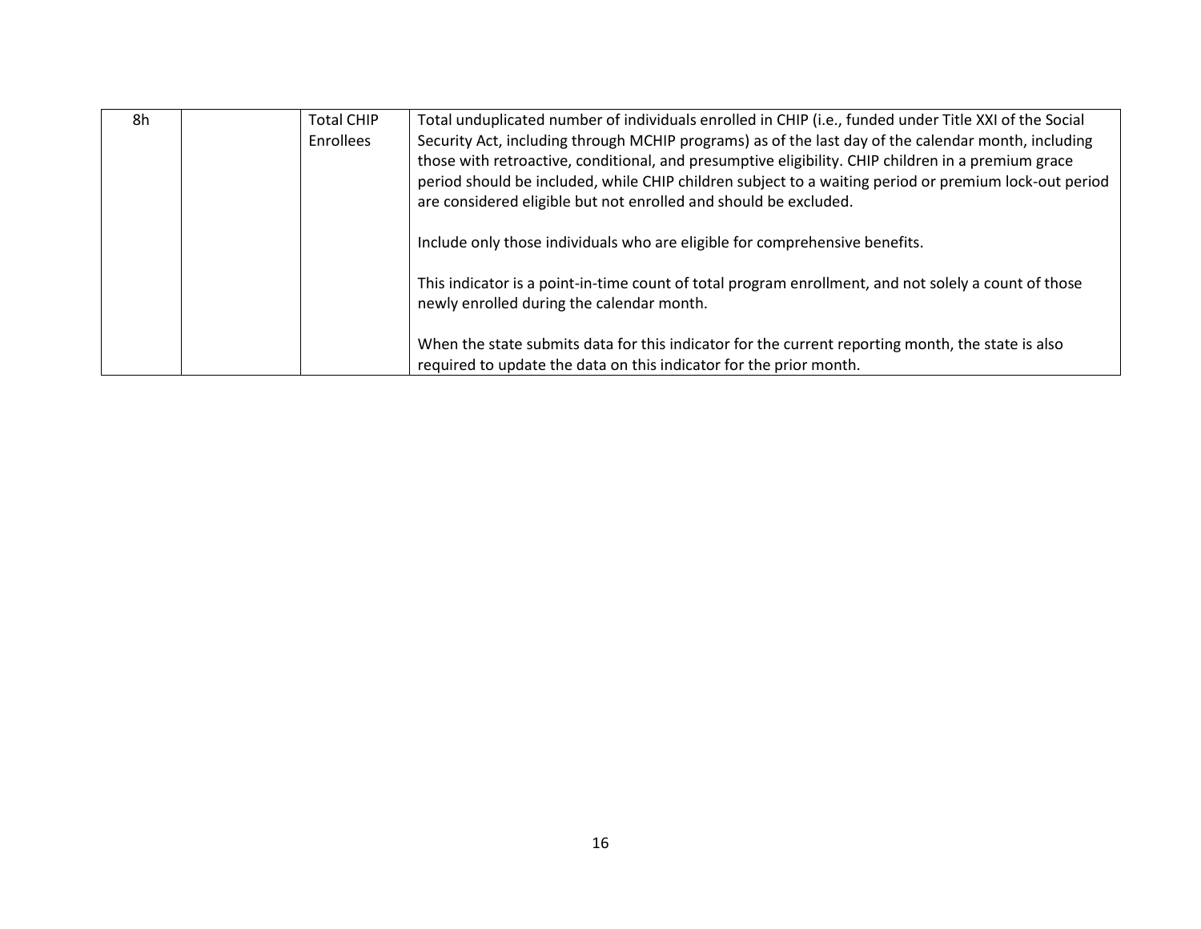| 8h | | Total CHIP Enrollees | Total unduplicated number of individuals enrolled in CHIP (i.e., funded under Title XXI of the Social Security Act, including through MCHIP programs) as of the last day of the calendar month, including those with retroactive, conditional, and presumptive eligibility. CHIP children in a premium grace period should be included, while CHIP children subject to a waiting period or premium lock-out period are considered eligible but not enrolled and should be excluded.<br><br>Include only those individuals who are eligible for comprehensive benefits.<br><br>This indicator is a point-in-time count of total program enrollment, and not solely a count of those newly enrolled during the calendar month.<br><br>When the state submits data for this indicator for the current reporting month, the state is also required to update the data on this indicator for the prior month. |
|---|---|---|---|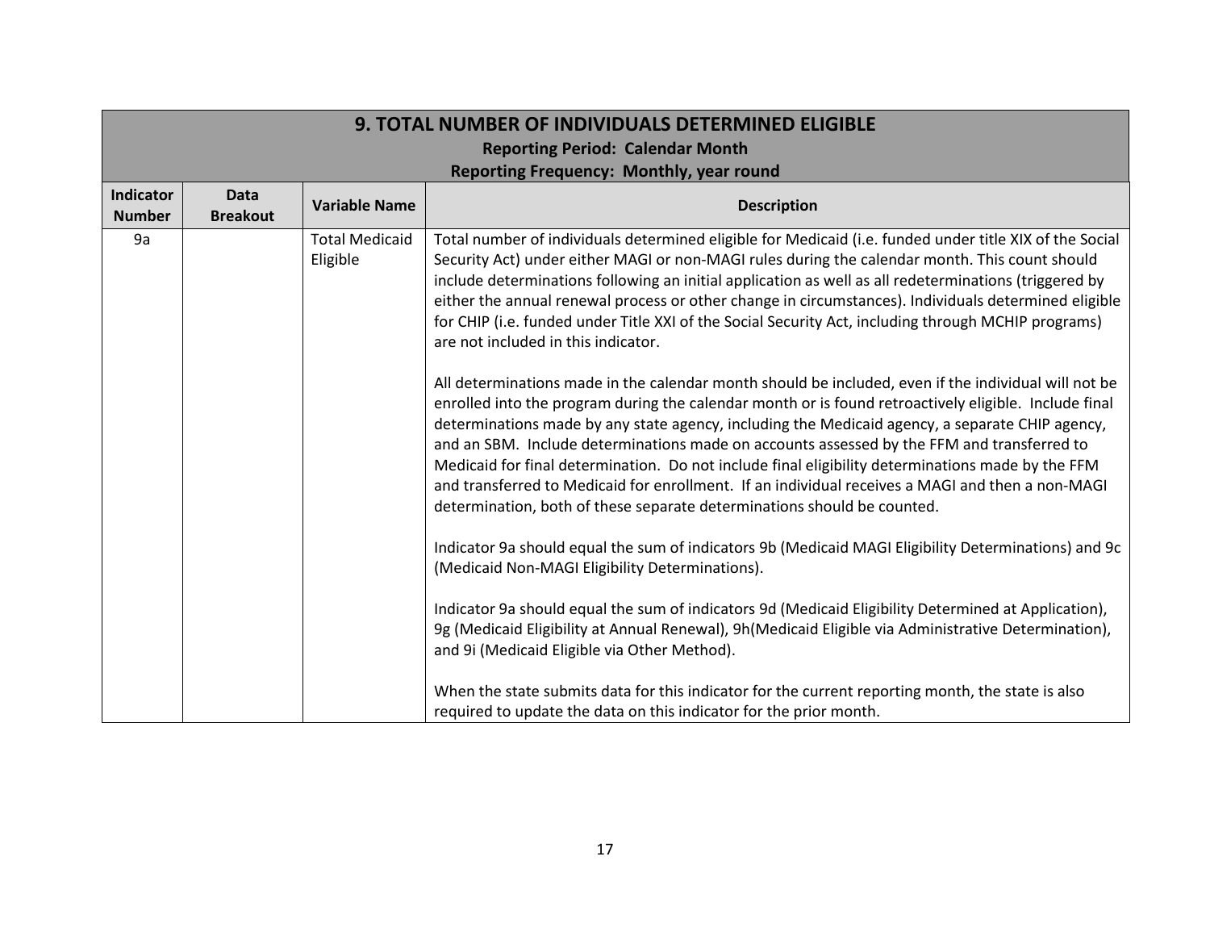| 9. TOTAL NUMBER OF INDIVIDUALS DETERMINED ELIGIBLE<br>Reporting Period: Calendar Month<br>Reporting Frequency: Monthly, year round | | | |
|---|---|---|---|
| **Indicator Number** | **Data Breakout** | **Variable Name** | **Description** |
| 9a | | Total Medicaid Eligible | Total number of individuals determined eligible for Medicaid (i.e. funded under title XIX of the Social Security Act) under either MAGI or non-MAGI rules during the calendar month. This count should include determinations following an initial application as well as all redeterminations (triggered by either the annual renewal process or other change in circumstances). Individuals determined eligible for CHIP (i.e. funded under Title XXI of the Social Security Act, including through MCHIP programs) are not included in this indicator.<br><br>All determinations made in the calendar month should be included, even if the individual will not be enrolled into the program during the calendar month or is found retroactively eligible. Include final determinations made by any state agency, including the Medicaid agency, a separate CHIP agency, and an SBM. Include determinations made on accounts assessed by the FFM and transferred to Medicaid for final determination. Do not include final eligibility determinations made by the FFM and transferred to Medicaid for enrollment. If an individual receives a MAGI and then a non-MAGI determination, both of these separate determinations should be counted.<br><br>Indicator 9a should equal the sum of indicators 9b (Medicaid MAGI Eligibility Determinations) and 9c (Medicaid Non-MAGI Eligibility Determinations).<br><br>Indicator 9a should equal the sum of indicators 9d (Medicaid Eligibility Determined at Application), 9g (Medicaid Eligibility at Annual Renewal), 9h(Medicaid Eligible via Administrative Determination), and 9i (Medicaid Eligible via Other Method).<br><br>When the state submits data for this indicator for the current reporting month, the state is also required to update the data on this indicator for the prior month. |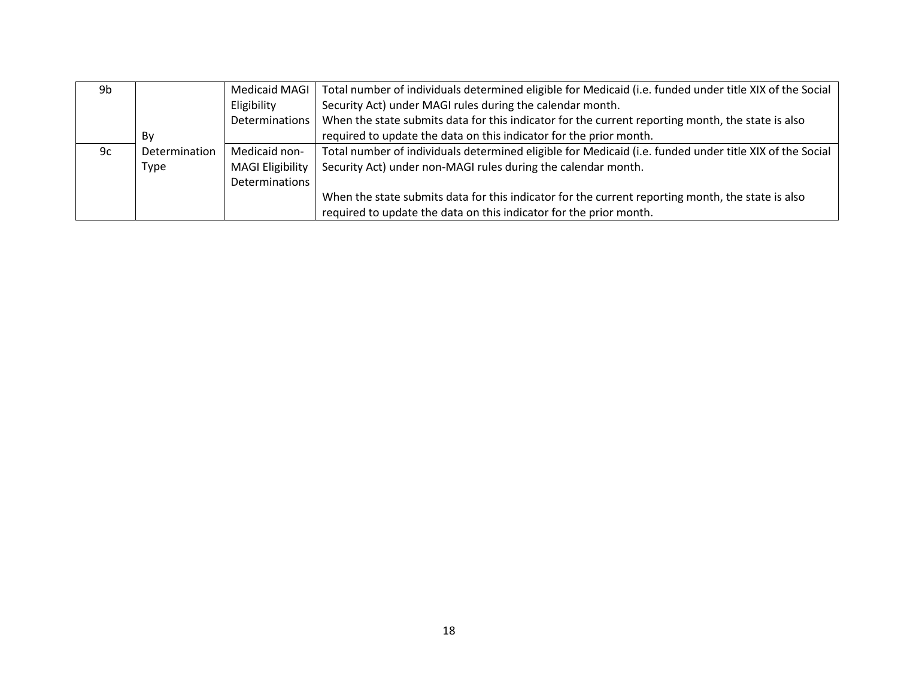| | | | |
|---|---|---|---|
| 9b | By Determination Type | Medicaid MAGI Eligibility Determinations | Total number of individuals determined eligible for Medicaid (i.e. funded under title XIX of the Social Security Act) under MAGI rules during the calendar month.<br>When the state submits data for this indicator for the current reporting month, the state is also required to update the data on this indicator for the prior month. |
| 9c | | Medicaid non-MAGI Eligibility Determinations | Total number of individuals determined eligible for Medicaid (i.e. funded under title XIX of the Social Security Act) under non-MAGI rules during the calendar month.<br><br>When the state submits data for this indicator for the current reporting month, the state is also required to update the data on this indicator for the prior month. |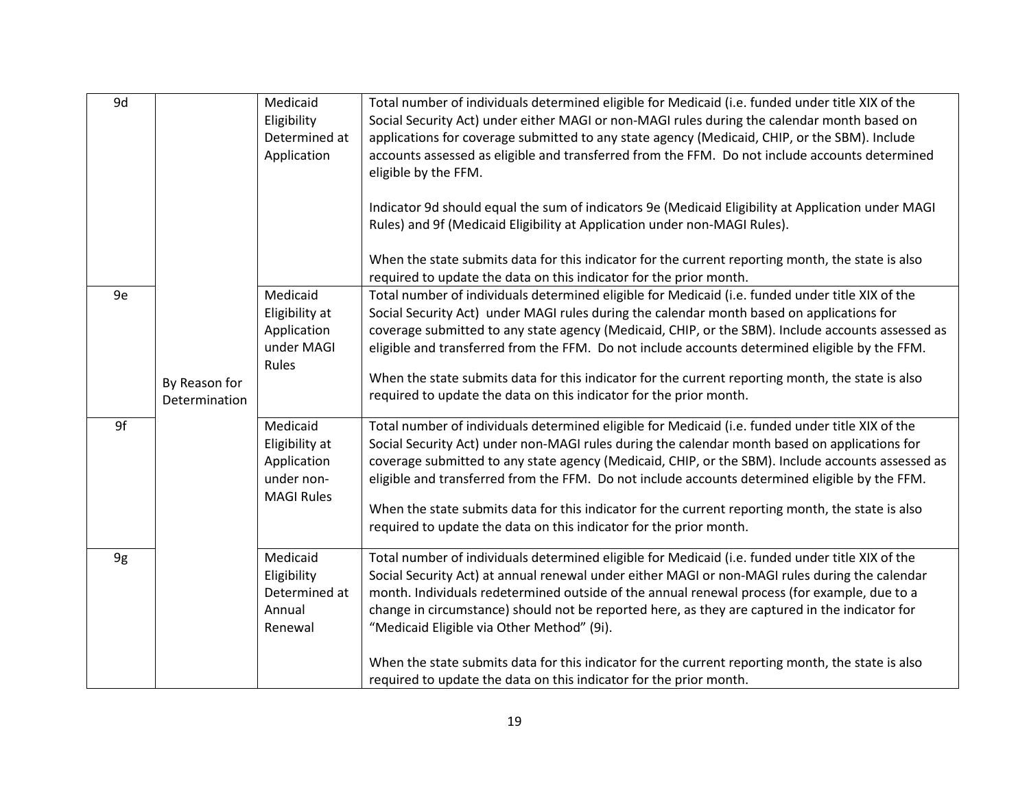| | | | |
|---|---|---|---|
| 9d | | Medicaid Eligibility Determined at Application | Total number of individuals determined eligible for Medicaid (i.e. funded under title XIX of the Social Security Act) under either MAGI or non-MAGI rules during the calendar month based on applications for coverage submitted to any state agency (Medicaid, CHIP, or the SBM). Include accounts assessed as eligible and transferred from the FFM. Do not include accounts determined eligible by the FFM.<br><br>Indicator 9d should equal the sum of indicators 9e (Medicaid Eligibility at Application under MAGI Rules) and 9f (Medicaid Eligibility at Application under non-MAGI Rules).<br><br>When the state submits data for this indicator for the current reporting month, the state is also required to update the data on this indicator for the prior month. |
| 9e | By Reason for Determination | Medicaid Eligibility at Application under MAGI Rules | Total number of individuals determined eligible for Medicaid (i.e. funded under title XIX of the Social Security Act) under MAGI rules during the calendar month based on applications for coverage submitted to any state agency (Medicaid, CHIP, or the SBM). Include accounts assessed as eligible and transferred from the FFM. Do not include accounts determined eligible by the FFM.<br><br>When the state submits data for this indicator for the current reporting month, the state is also required to update the data on this indicator for the prior month. |
| 9f | | Medicaid Eligibility at Application under non-MAGI Rules | Total number of individuals determined eligible for Medicaid (i.e. funded under title XIX of the Social Security Act) under non-MAGI rules during the calendar month based on applications for coverage submitted to any state agency (Medicaid, CHIP, or the SBM). Include accounts assessed as eligible and transferred from the FFM. Do not include accounts determined eligible by the FFM.<br><br>When the state submits data for this indicator for the current reporting month, the state is also required to update the data on this indicator for the prior month. |
| 9g | | Medicaid Eligibility Determined at Annual Renewal | Total number of individuals determined eligible for Medicaid (i.e. funded under title XIX of the Social Security Act) at annual renewal under either MAGI or non-MAGI rules during the calendar month. Individuals redetermined outside of the annual renewal process (for example, due to a change in circumstance) should not be reported here, as they are captured in the indicator for "Medicaid Eligible via Other Method" (9i).<br><br>When the state submits data for this indicator for the current reporting month, the state is also required to update the data on this indicator for the prior month. |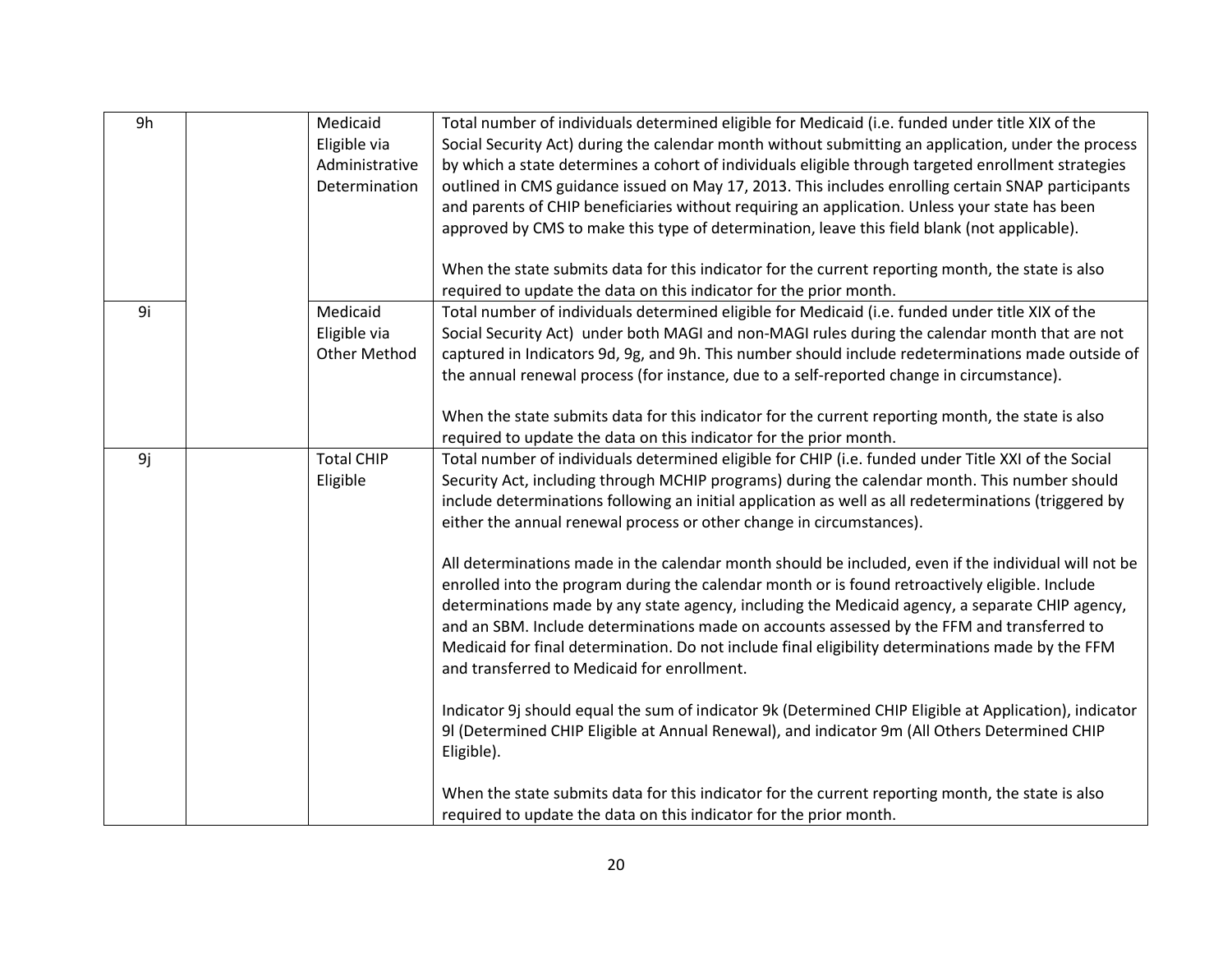| | | | |
|---|---|---|---|
| 9h | | Medicaid Eligible via Administrative Determination | Total number of individuals determined eligible for Medicaid (i.e. funded under title XIX of the Social Security Act) during the calendar month without submitting an application, under the process by which a state determines a cohort of individuals eligible through targeted enrollment strategies outlined in CMS guidance issued on May 17, 2013. This includes enrolling certain SNAP participants and parents of CHIP beneficiaries without requiring an application. Unless your state has been approved by CMS to make this type of determination, leave this field blank (not applicable).<br><br>When the state submits data for this indicator for the current reporting month, the state is also required to update the data on this indicator for the prior month. |
| 9i | | Medicaid Eligible via Other Method | Total number of individuals determined eligible for Medicaid (i.e. funded under title XIX of the Social Security Act) under both MAGI and non-MAGI rules during the calendar month that are not captured in Indicators 9d, 9g, and 9h. This number should include redeterminations made outside of the annual renewal process (for instance, due to a self-reported change in circumstance).<br><br>When the state submits data for this indicator for the current reporting month, the state is also required to update the data on this indicator for the prior month. |
| 9j | | Total CHIP Eligible | Total number of individuals determined eligible for CHIP (i.e. funded under Title XXI of the Social Security Act, including through MCHIP programs) during the calendar month. This number should include determinations following an initial application as well as all redeterminations (triggered by either the annual renewal process or other change in circumstances).<br><br>All determinations made in the calendar month should be included, even if the individual will not be enrolled into the program during the calendar month or is found retroactively eligible. Include determinations made by any state agency, including the Medicaid agency, a separate CHIP agency, and an SBM. Include determinations made on accounts assessed by the FFM and transferred to Medicaid for final determination. Do not include final eligibility determinations made by the FFM and transferred to Medicaid for enrollment.<br><br>Indicator 9j should equal the sum of indicator 9k (Determined CHIP Eligible at Application), indicator 9l (Determined CHIP Eligible at Annual Renewal), and indicator 9m (All Others Determined CHIP Eligible).<br><br>When the state submits data for this indicator for the current reporting month, the state is also required to update the data on this indicator for the prior month. |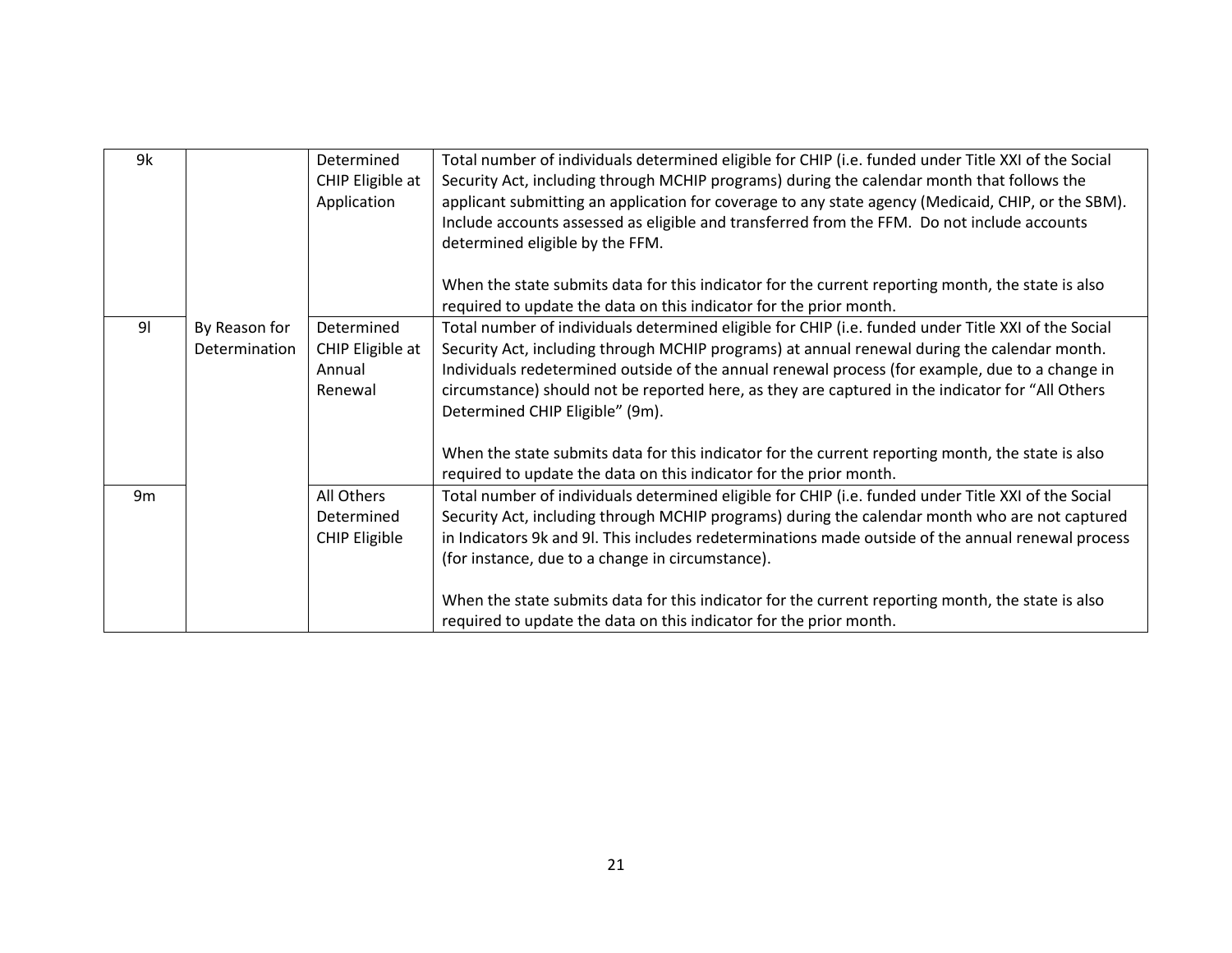| | | | |
|---|---|---|---|
| 9k | By Reason for Determination | Determined CHIP Eligible at Application | Total number of individuals determined eligible for CHIP (i.e. funded under Title XXI of the Social Security Act, including through MCHIP programs) during the calendar month that follows the applicant submitting an application for coverage to any state agency (Medicaid, CHIP, or the SBM). Include accounts assessed as eligible and transferred from the FFM. Do not include accounts determined eligible by the FFM.<br><br>When the state submits data for this indicator for the current reporting month, the state is also required to update the data on this indicator for the prior month. |
| 9l | | Determined CHIP Eligible at Annual Renewal | Total number of individuals determined eligible for CHIP (i.e. funded under Title XXI of the Social Security Act, including through MCHIP programs) at annual renewal during the calendar month. Individuals redetermined outside of the annual renewal process (for example, due to a change in circumstance) should not be reported here, as they are captured in the indicator for "All Others Determined CHIP Eligible" (9m).<br><br>When the state submits data for this indicator for the current reporting month, the state is also required to update the data on this indicator for the prior month. |
| 9m | | All Others Determined CHIP Eligible | Total number of individuals determined eligible for CHIP (i.e. funded under Title XXI of the Social Security Act, including through MCHIP programs) during the calendar month who are not captured in Indicators 9k and 9l. This includes redeterminations made outside of the annual renewal process (for instance, due to a change in circumstance).<br><br>When the state submits data for this indicator for the current reporting month, the state is also required to update the data on this indicator for the prior month. |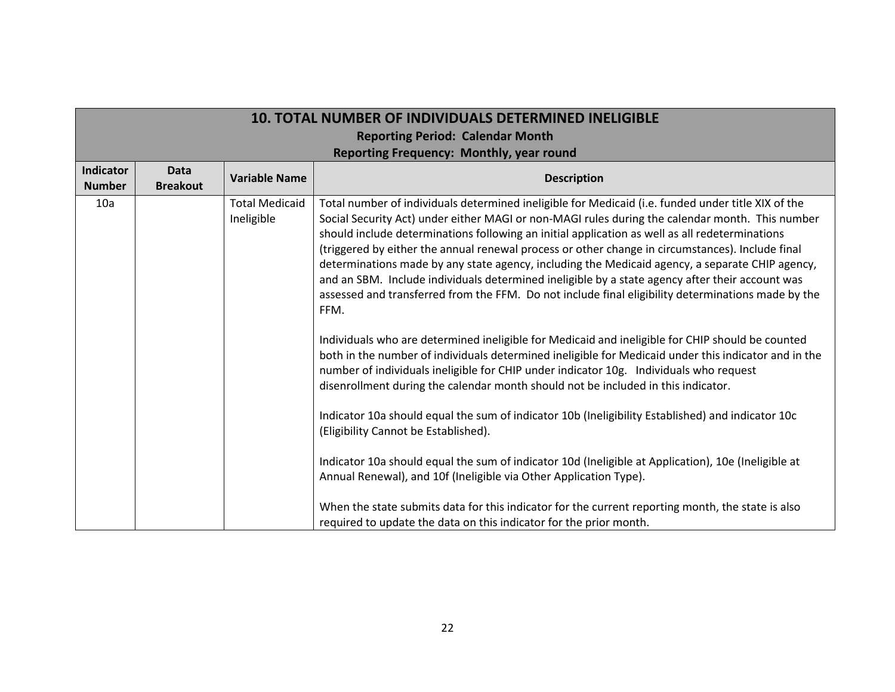| 10. TOTAL NUMBER OF INDIVIDUALS DETERMINED INELIGIBLE<br>Reporting Period: Calendar Month<br>Reporting Frequency: Monthly, year round | | | |
|---|---|---|---|
| **Indicator Number** | **Data Breakout** | **Variable Name** | **Description** |
| 10a | | Total Medicaid Ineligible | Total number of individuals determined ineligible for Medicaid (i.e. funded under title XIX of the Social Security Act) under either MAGI or non-MAGI rules during the calendar month. This number should include determinations following an initial application as well as all redeterminations (triggered by either the annual renewal process or other change in circumstances). Include final determinations made by any state agency, including the Medicaid agency, a separate CHIP agency, and an SBM. Include individuals determined ineligible by a state agency after their account was assessed and transferred from the FFM. Do not include final eligibility determinations made by the FFM.<br><br>Individuals who are determined ineligible for Medicaid and ineligible for CHIP should be counted both in the number of individuals determined ineligible for Medicaid under this indicator and in the number of individuals ineligible for CHIP under indicator 10g. Individuals who request disenrollment during the calendar month should not be included in this indicator.<br><br>Indicator 10a should equal the sum of indicator 10b (Ineligibility Established) and indicator 10c (Eligibility Cannot be Established).<br><br>Indicator 10a should equal the sum of indicator 10d (Ineligible at Application), 10e (Ineligible at Annual Renewal), and 10f (Ineligible via Other Application Type).<br><br>When the state submits data for this indicator for the current reporting month, the state is also required to update the data on this indicator for the prior month. |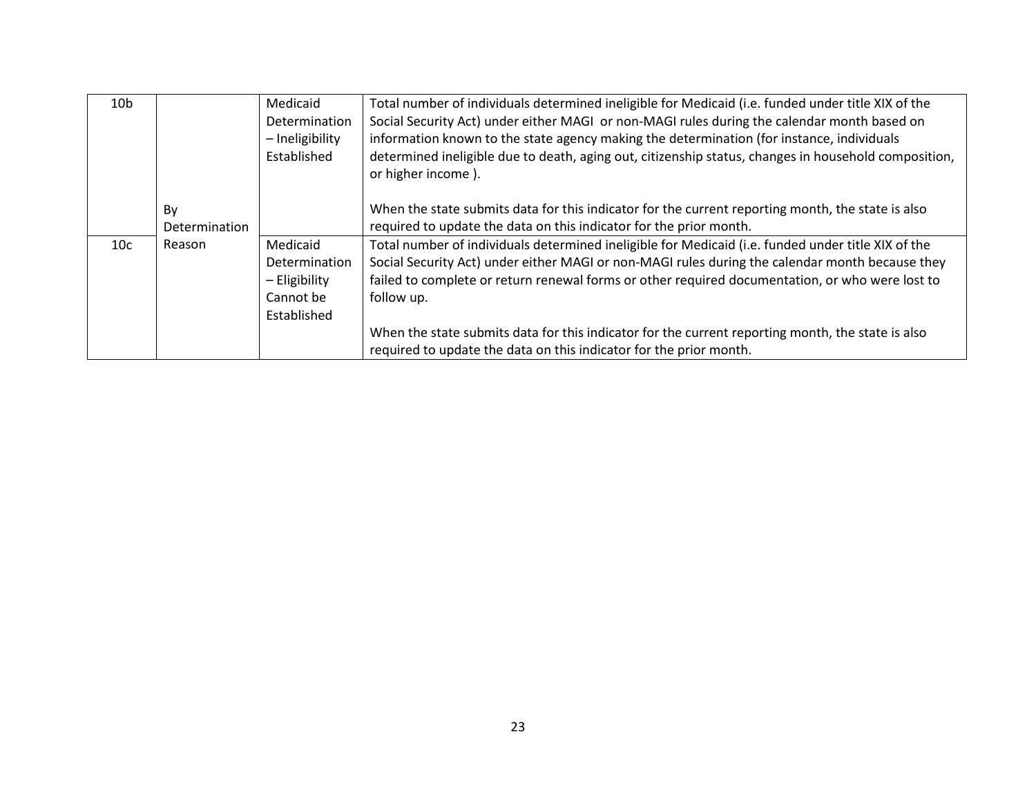| | | | |
|---|---|---|---|
| 10b | By Determination Reason | Medicaid Determination – Ineligibility Established | Total number of individuals determined ineligible for Medicaid (i.e. funded under title XIX of the Social Security Act) under either MAGI or non-MAGI rules during the calendar month based on information known to the state agency making the determination (for instance, individuals determined ineligible due to death, aging out, citizenship status, changes in household composition, or higher income ).<br><br>When the state submits data for this indicator for the current reporting month, the state is also required to update the data on this indicator for the prior month. |
| 10c | | Medicaid Determination – Eligibility Cannot be Established | Total number of individuals determined ineligible for Medicaid (i.e. funded under title XIX of the Social Security Act) under either MAGI or non-MAGI rules during the calendar month because they failed to complete or return renewal forms or other required documentation, or who were lost to follow up.<br><br>When the state submits data for this indicator for the current reporting month, the state is also required to update the data on this indicator for the prior month. |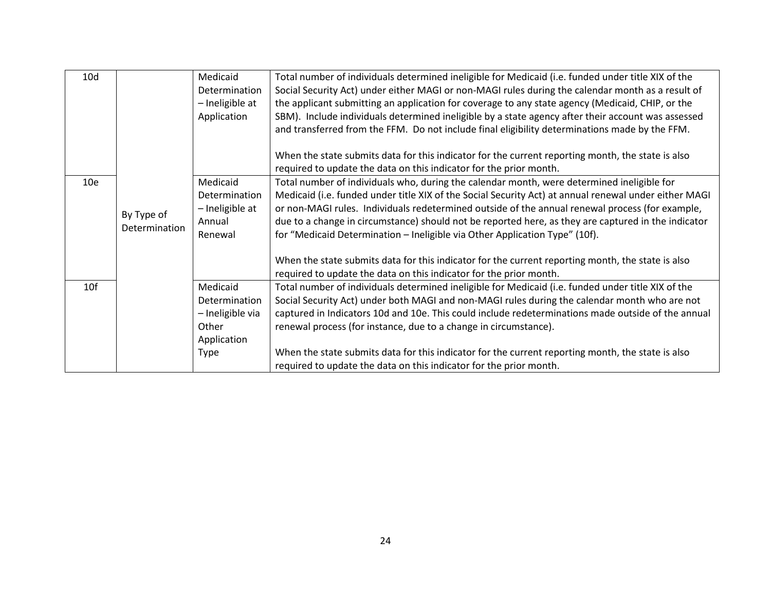| | | | |
|---|---|---|---|
| 10d | By Type of Determination | Medicaid Determination – Ineligible at Application | Total number of individuals determined ineligible for Medicaid (i.e. funded under title XIX of the Social Security Act) under either MAGI or non-MAGI rules during the calendar month as a result of the applicant submitting an application for coverage to any state agency (Medicaid, CHIP, or the SBM). Include individuals determined ineligible by a state agency after their account was assessed and transferred from the FFM. Do not include final eligibility determinations made by the FFM.<br><br>When the state submits data for this indicator for the current reporting month, the state is also required to update the data on this indicator for the prior month. |
| 10e | | Medicaid Determination – Ineligible at Annual Renewal | Total number of individuals who, during the calendar month, were determined ineligible for Medicaid (i.e. funded under title XIX of the Social Security Act) at annual renewal under either MAGI or non-MAGI rules. Individuals redetermined outside of the annual renewal process (for example, due to a change in circumstance) should not be reported here, as they are captured in the indicator for “Medicaid Determination – Ineligible via Other Application Type” (10f).<br><br>When the state submits data for this indicator for the current reporting month, the state is also required to update the data on this indicator for the prior month. |
| 10f | | Medicaid Determination – Ineligible via Other Application Type | Total number of individuals determined ineligible for Medicaid (i.e. funded under title XIX of the Social Security Act) under both MAGI and non-MAGI rules during the calendar month who are not captured in Indicators 10d and 10e. This could include redeterminations made outside of the annual renewal process (for instance, due to a change in circumstance).<br><br>When the state submits data for this indicator for the current reporting month, the state is also required to update the data on this indicator for the prior month. |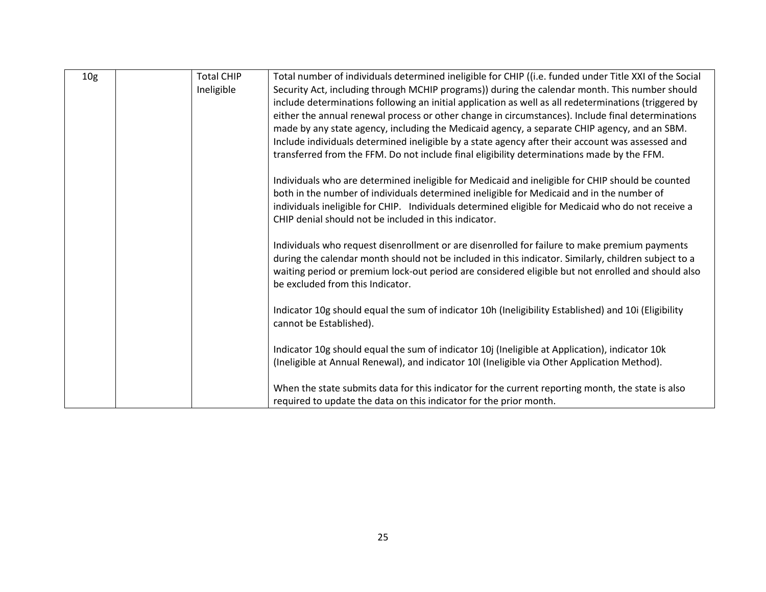| 10g | | Total CHIP Ineligible | Total number of individuals determined ineligible for CHIP ((i.e. funded under Title XXI of the Social Security Act, including through MCHIP programs)) during the calendar month. This number should include determinations following an initial application as well as all redeterminations (triggered by either the annual renewal process or other change in circumstances). Include final determinations made by any state agency, including the Medicaid agency, a separate CHIP agency, and an SBM. Include individuals determined ineligible by a state agency after their account was assessed and transferred from the FFM. Do not include final eligibility determinations made by the FFM.<br><br>Individuals who are determined ineligible for Medicaid and ineligible for CHIP should be counted both in the number of individuals determined ineligible for Medicaid and in the number of individuals ineligible for CHIP. Individuals determined eligible for Medicaid who do not receive a CHIP denial should not be included in this indicator.<br><br>Individuals who request disenrollment or are disenrolled for failure to make premium payments during the calendar month should not be included in this indicator. Similarly, children subject to a waiting period or premium lock-out period are considered eligible but not enrolled and should also be excluded from this Indicator.<br><br>Indicator 10g should equal the sum of indicator 10h (Ineligibility Established) and 10i (Eligibility cannot be Established).<br><br>Indicator 10g should equal the sum of indicator 10j (Ineligible at Application), indicator 10k (Ineligible at Annual Renewal), and indicator 10l (Ineligible via Other Application Method).<br><br>When the state submits data for this indicator for the current reporting month, the state is also required to update the data on this indicator for the prior month. |
|---|---|---|---|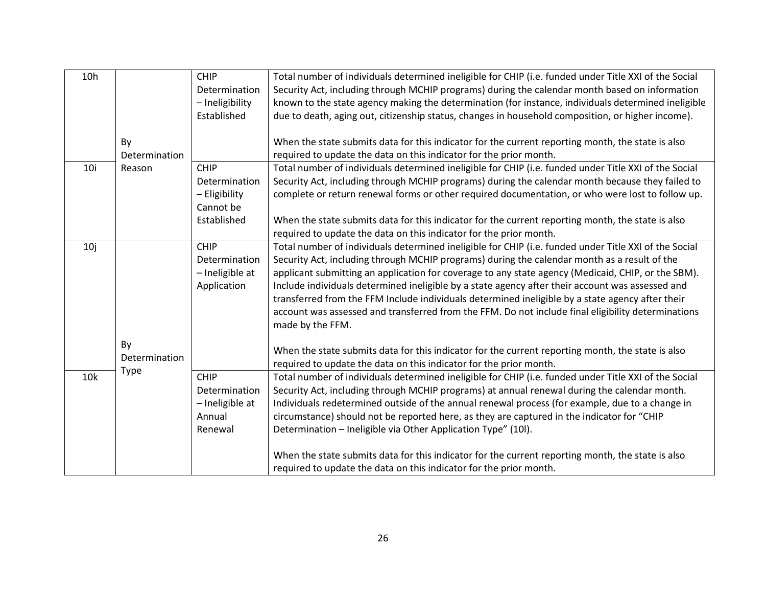| 10h | By Determination Reason | CHIP Determination – Ineligibility Established | Total number of individuals determined ineligible for CHIP (i.e. funded under Title XXI of the Social Security Act, including through MCHIP programs) during the calendar month based on information known to the state agency making the determination (for instance, individuals determined ineligible due to death, aging out, citizenship status, changes in household composition, or higher income).<br><br>When the state submits data for this indicator for the current reporting month, the state is also required to update the data on this indicator for the prior month. |
|---|---|---|---|
| 10i | | CHIP Determination – Eligibility Cannot be Established | Total number of individuals determined ineligible for CHIP (i.e. funded under Title XXI of the Social Security Act, including through MCHIP programs) during the calendar month because they failed to complete or return renewal forms or other required documentation, or who were lost to follow up.<br><br>When the state submits data for this indicator for the current reporting month, the state is also required to update the data on this indicator for the prior month. |
| 10j | By Determination Type | CHIP Determination – Ineligible at Application | Total number of individuals determined ineligible for CHIP (i.e. funded under Title XXI of the Social Security Act, including through MCHIP programs) during the calendar month as a result of the applicant submitting an application for coverage to any state agency (Medicaid, CHIP, or the SBM). Include individuals determined ineligible by a state agency after their account was assessed and transferred from the FFM Include individuals determined ineligible by a state agency after their account was assessed and transferred from the FFM. Do not include final eligibility determinations made by the FFM.<br><br>When the state submits data for this indicator for the current reporting month, the state is also required to update the data on this indicator for the prior month. |
| 10k | | CHIP Determination – Ineligible at Annual Renewal | Total number of individuals determined ineligible for CHIP (i.e. funded under Title XXI of the Social Security Act, including through MCHIP programs) at annual renewal during the calendar month. Individuals redetermined outside of the annual renewal process (for example, due to a change in circumstance) should not be reported here, as they are captured in the indicator for "CHIP Determination – Ineligible via Other Application Type" (10l).<br><br>When the state submits data for this indicator for the current reporting month, the state is also required to update the data on this indicator for the prior month. |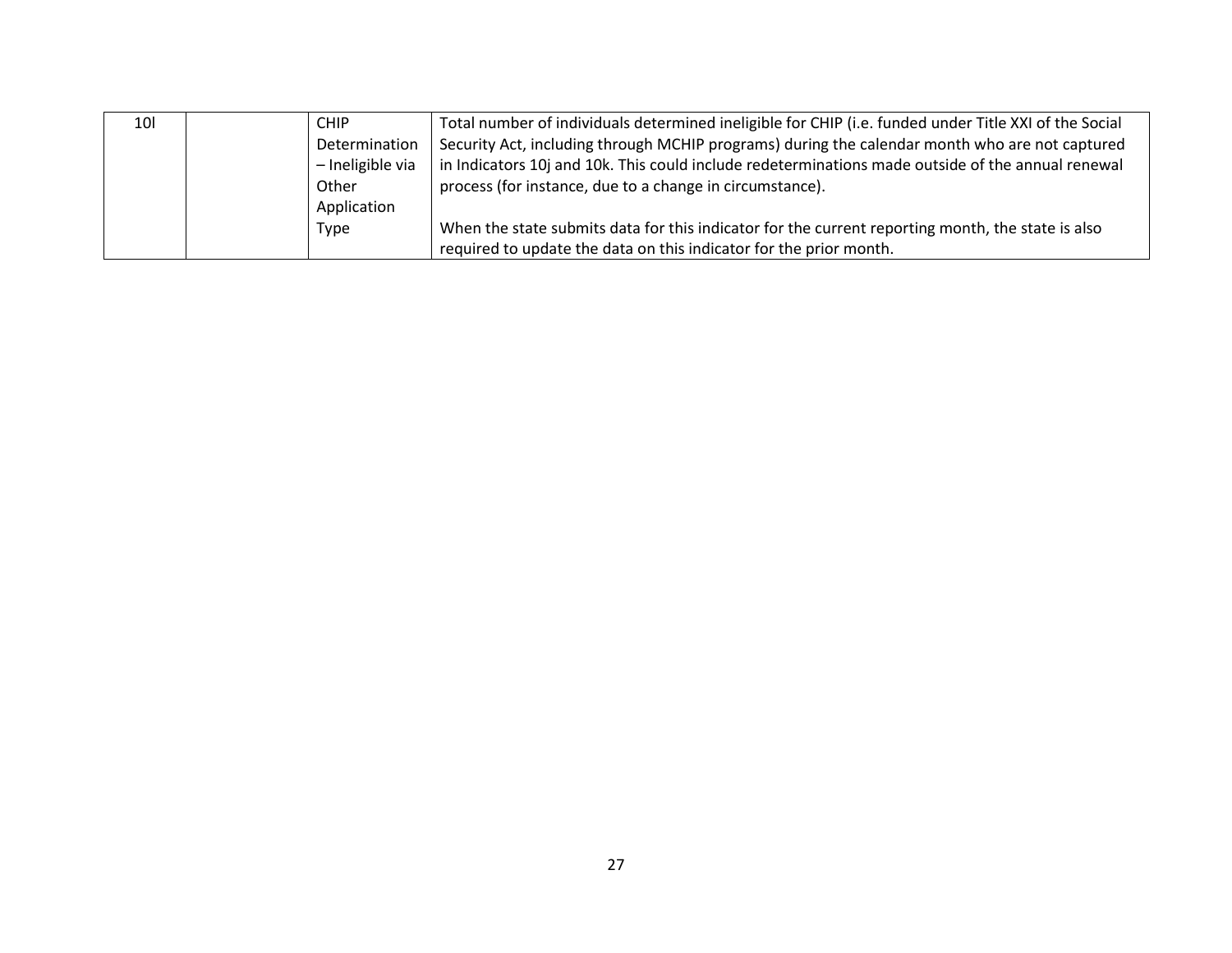| 10l | | CHIP Determination – Ineligible via Other Application Type | Total number of individuals determined ineligible for CHIP (i.e. funded under Title XXI of the Social Security Act, including through MCHIP programs) during the calendar month who are not captured in Indicators 10j and 10k. This could include redeterminations made outside of the annual renewal process (for instance, due to a change in circumstance).<br><br>When the state submits data for this indicator for the current reporting month, the state is also required to update the data on this indicator for the prior month. |
|---|---|---|---|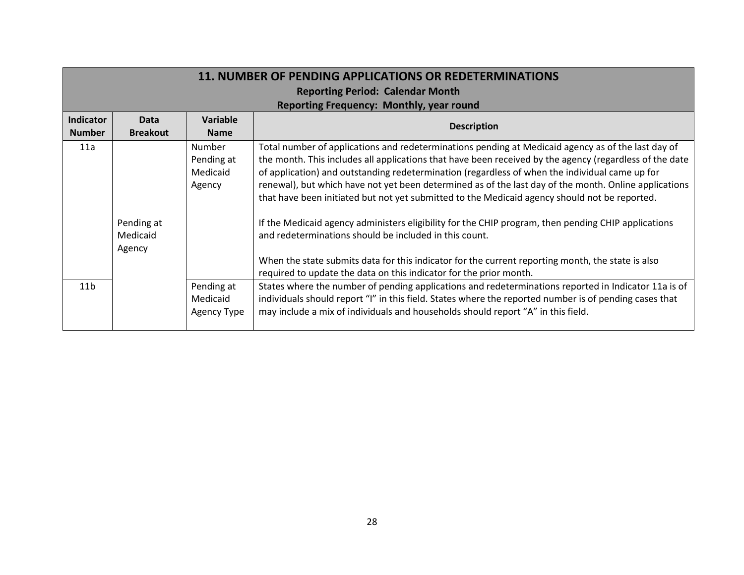## 11. NUMBER OF PENDING APPLICATIONS OR REDETERMINATIONS

**Reporting Period: Calendar Month**

**Reporting Frequency: Monthly, year round**

| Indicator Number | Data Breakout | Variable Name | Description |
|---|---|---|---|
| 11a | Pending at Medicaid Agency | Number Pending at Medicaid Agency | Total number of applications and redeterminations pending at Medicaid agency as of the last day of the month. This includes all applications that have been received by the agency (regardless of the date of application) and outstanding redetermination (regardless of when the individual came up for renewal), but which have not yet been determined as of the last day of the month. Online applications that have been initiated but not yet submitted to the Medicaid agency should not be reported.<br><br>If the Medicaid agency administers eligibility for the CHIP program, then pending CHIP applications and redeterminations should be included in this count.<br><br>When the state submits data for this indicator for the current reporting month, the state is also required to update the data on this indicator for the prior month. |
| 11b | | Pending at Medicaid Agency Type | States where the number of pending applications and redeterminations reported in Indicator 11a is of individuals should report "I" in this field. States where the reported number is of pending cases that may include a mix of individuals and households should report "A" in this field. |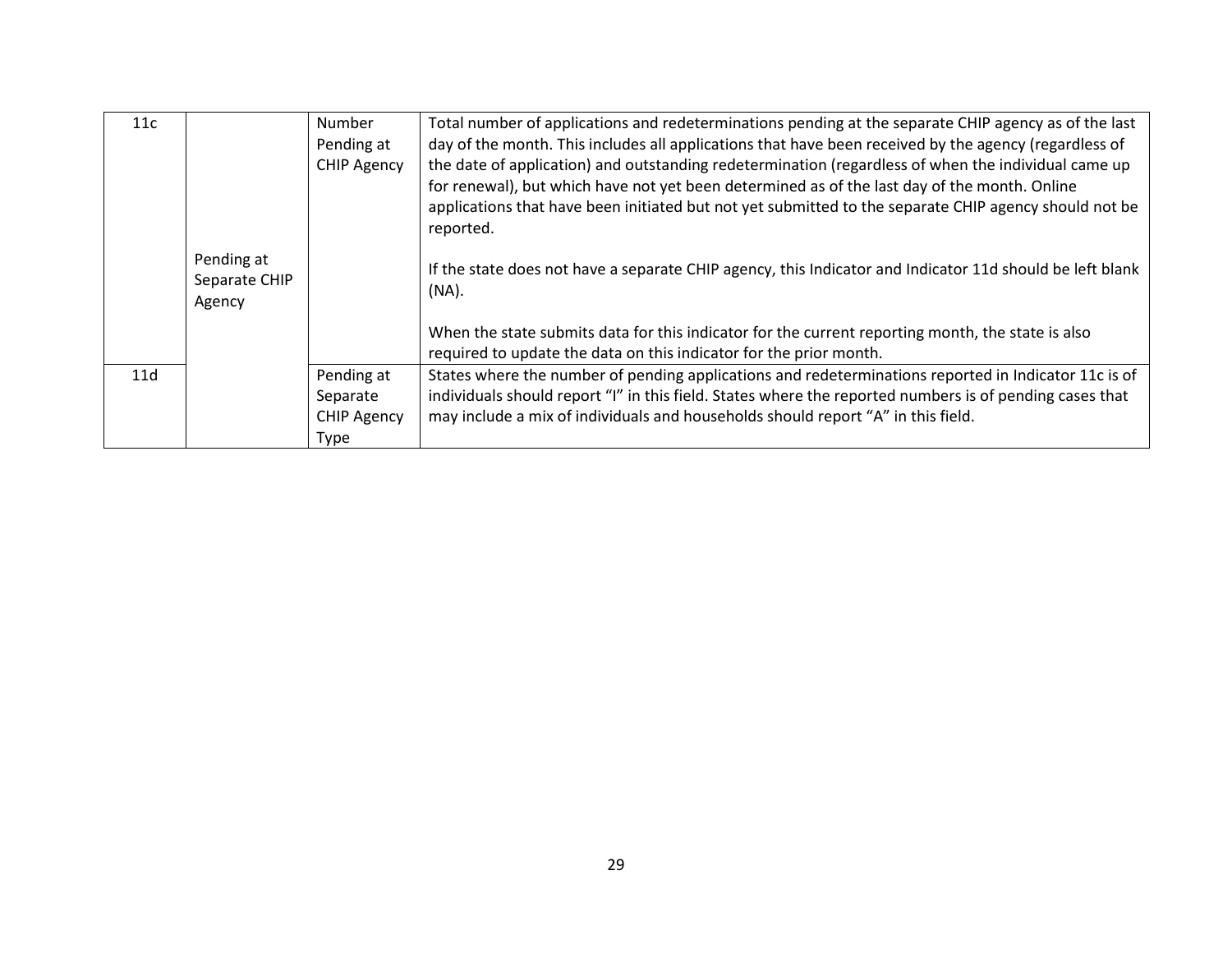| 11c | Pending at Separate CHIP Agency | Number Pending at CHIP Agency | Total number of applications and redeterminations pending at the separate CHIP agency as of the last day of the month. This includes all applications that have been received by the agency (regardless of the date of application) and outstanding redetermination (regardless of when the individual came up for renewal), but which have not yet been determined as of the last day of the month. Online applications that have been initiated but not yet submitted to the separate CHIP agency should not be reported.<br><br>If the state does not have a separate CHIP agency, this Indicator and Indicator 11d should be left blank (NA).<br><br>When the state submits data for this indicator for the current reporting month, the state is also required to update the data on this indicator for the prior month. |
|---|---|---|---|
| 11d | | Pending at Separate CHIP Agency Type | States where the number of pending applications and redeterminations reported in Indicator 11c is of individuals should report "I" in this field. States where the reported numbers is of pending cases that may include a mix of individuals and households should report "A" in this field. |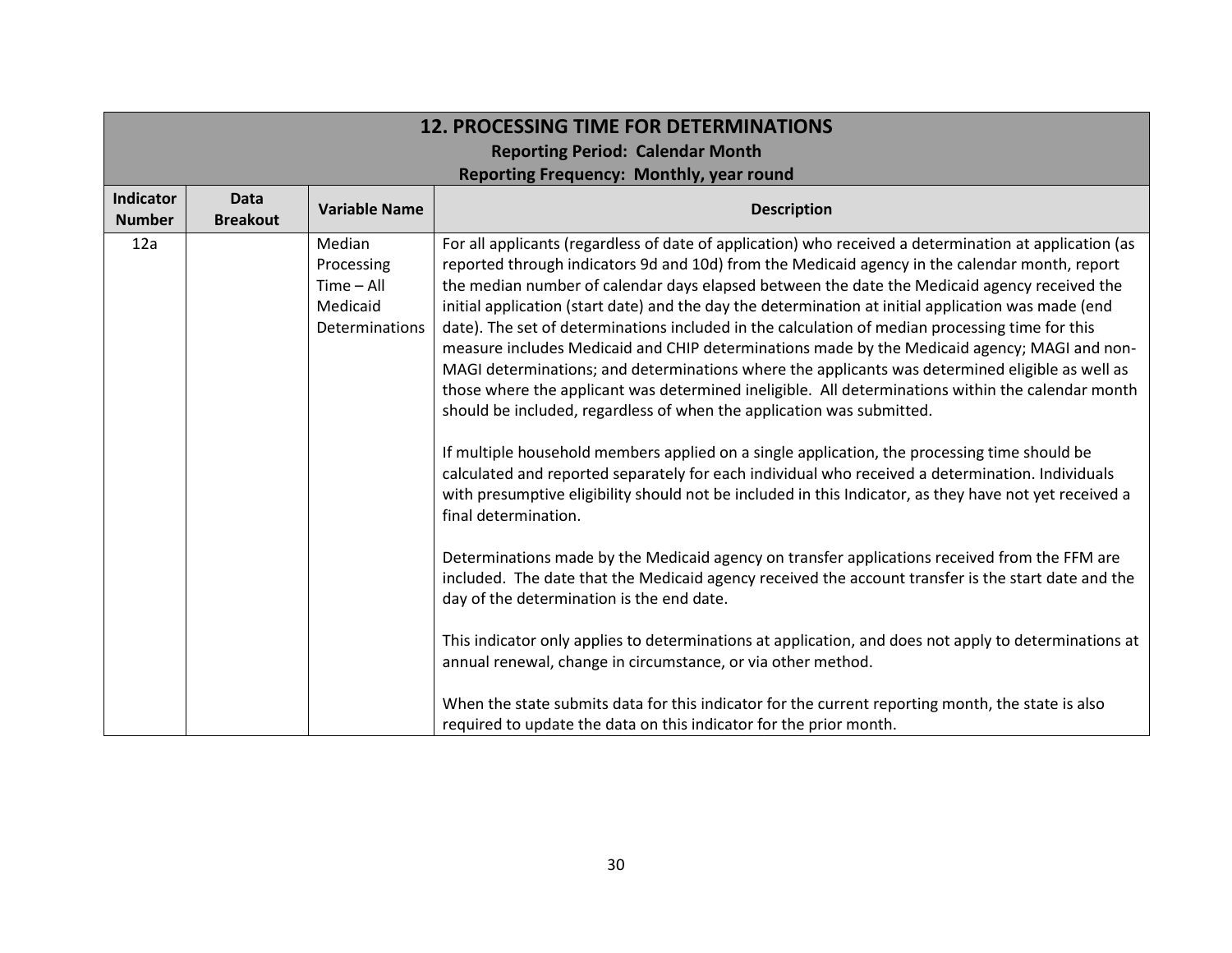| 12. PROCESSING TIME FOR DETERMINATIONS<br>Reporting Period: Calendar Month<br>Reporting Frequency: Monthly, year round | | | |
|---|---|---|---|
| **Indicator Number** | **Data Breakout** | **Variable Name** | **Description** |
| 12a | | Median Processing Time – All Medicaid Determinations | For all applicants (regardless of date of application) who received a determination at application (as reported through indicators 9d and 10d) from the Medicaid agency in the calendar month, report the median number of calendar days elapsed between the date the Medicaid agency received the initial application (start date) and the day the determination at initial application was made (end date). The set of determinations included in the calculation of median processing time for this measure includes Medicaid and CHIP determinations made by the Medicaid agency; MAGI and non-MAGI determinations; and determinations where the applicants was determined eligible as well as those where the applicant was determined ineligible. All determinations within the calendar month should be included, regardless of when the application was submitted.<br><br>If multiple household members applied on a single application, the processing time should be calculated and reported separately for each individual who received a determination. Individuals with presumptive eligibility should not be included in this Indicator, as they have not yet received a final determination.<br><br>Determinations made by the Medicaid agency on transfer applications received from the FFM are included. The date that the Medicaid agency received the account transfer is the start date and the day of the determination is the end date.<br><br>This indicator only applies to determinations at application, and does not apply to determinations at annual renewal, change in circumstance, or via other method.<br><br>When the state submits data for this indicator for the current reporting month, the state is also required to update the data on this indicator for the prior month. |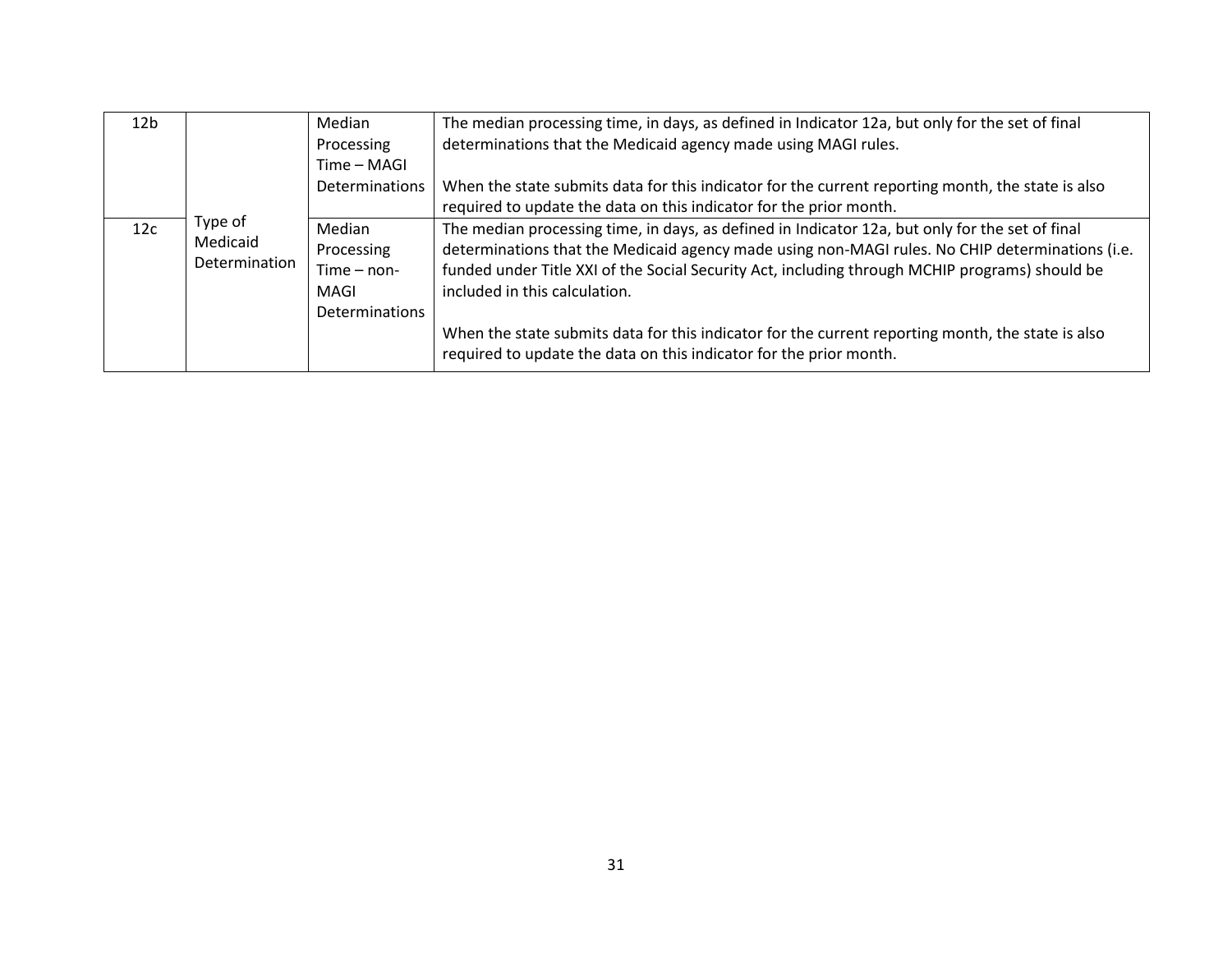| 12b | Type of Medicaid Determination | Median Processing Time – MAGI Determinations | The median processing time, in days, as defined in Indicator 12a, but only for the set of final determinations that the Medicaid agency made using MAGI rules.<br><br>When the state submits data for this indicator for the current reporting month, the state is also required to update the data on this indicator for the prior month. |
|---|---|---|---|
| 12c | | Median Processing Time – non-MAGI Determinations | The median processing time, in days, as defined in Indicator 12a, but only for the set of final determinations that the Medicaid agency made using non-MAGI rules. No CHIP determinations (i.e. funded under Title XXI of the Social Security Act, including through MCHIP programs) should be included in this calculation.<br><br>When the state submits data for this indicator for the current reporting month, the state is also required to update the data on this indicator for the prior month. |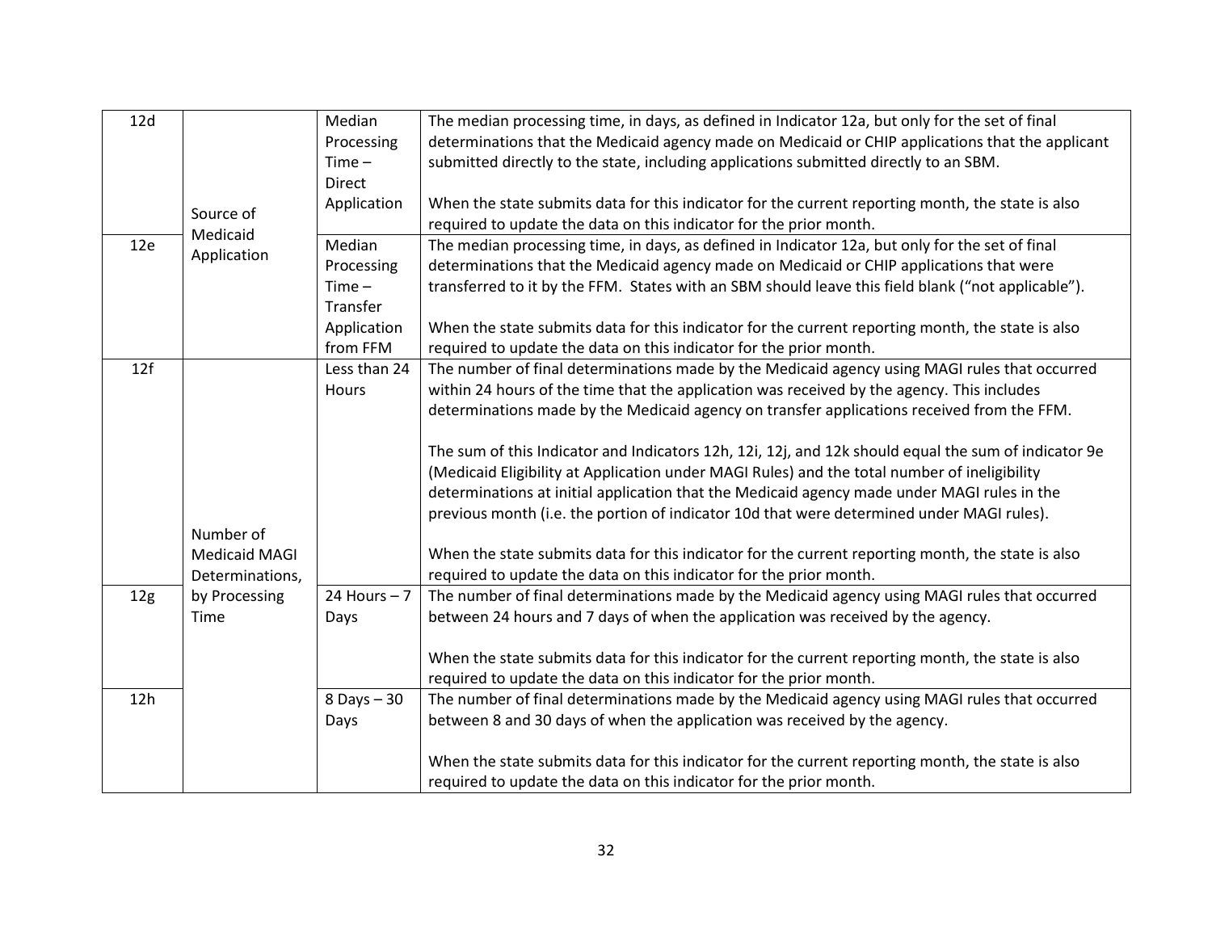| 12d | Source of Medicaid Application | Median Processing Time – Direct Application | The median processing time, in days, as defined in Indicator 12a, but only for the set of final determinations that the Medicaid agency made on Medicaid or CHIP applications that the applicant submitted directly to the state, including applications submitted directly to an SBM.<br><br>When the state submits data for this indicator for the current reporting month, the state is also required to update the data on this indicator for the prior month. |
|---|---|---|---|
| 12e | | Median Processing Time – Transfer Application from FFM | The median processing time, in days, as defined in Indicator 12a, but only for the set of final determinations that the Medicaid agency made on Medicaid or CHIP applications that were transferred to it by the FFM. States with an SBM should leave this field blank ("not applicable").<br><br>When the state submits data for this indicator for the current reporting month, the state is also required to update the data on this indicator for the prior month. |
| 12f | Number of Medicaid MAGI Determinations, by Processing Time | Less than 24 Hours | The number of final determinations made by the Medicaid agency using MAGI rules that occurred within 24 hours of the time that the application was received by the agency. This includes determinations made by the Medicaid agency on transfer applications received from the FFM.<br><br>The sum of this Indicator and Indicators 12h, 12i, 12j, and 12k should equal the sum of indicator 9e (Medicaid Eligibility at Application under MAGI Rules) and the total number of ineligibility determinations at initial application that the Medicaid agency made under MAGI rules in the previous month (i.e. the portion of indicator 10d that were determined under MAGI rules).<br><br>When the state submits data for this indicator for the current reporting month, the state is also required to update the data on this indicator for the prior month. |
| 12g | | 24 Hours – 7 Days | The number of final determinations made by the Medicaid agency using MAGI rules that occurred between 24 hours and 7 days of when the application was received by the agency.<br><br>When the state submits data for this indicator for the current reporting month, the state is also required to update the data on this indicator for the prior month. |
| 12h | | 8 Days – 30 Days | The number of final determinations made by the Medicaid agency using MAGI rules that occurred between 8 and 30 days of when the application was received by the agency.<br><br>When the state submits data for this indicator for the current reporting month, the state is also required to update the data on this indicator for the prior month. |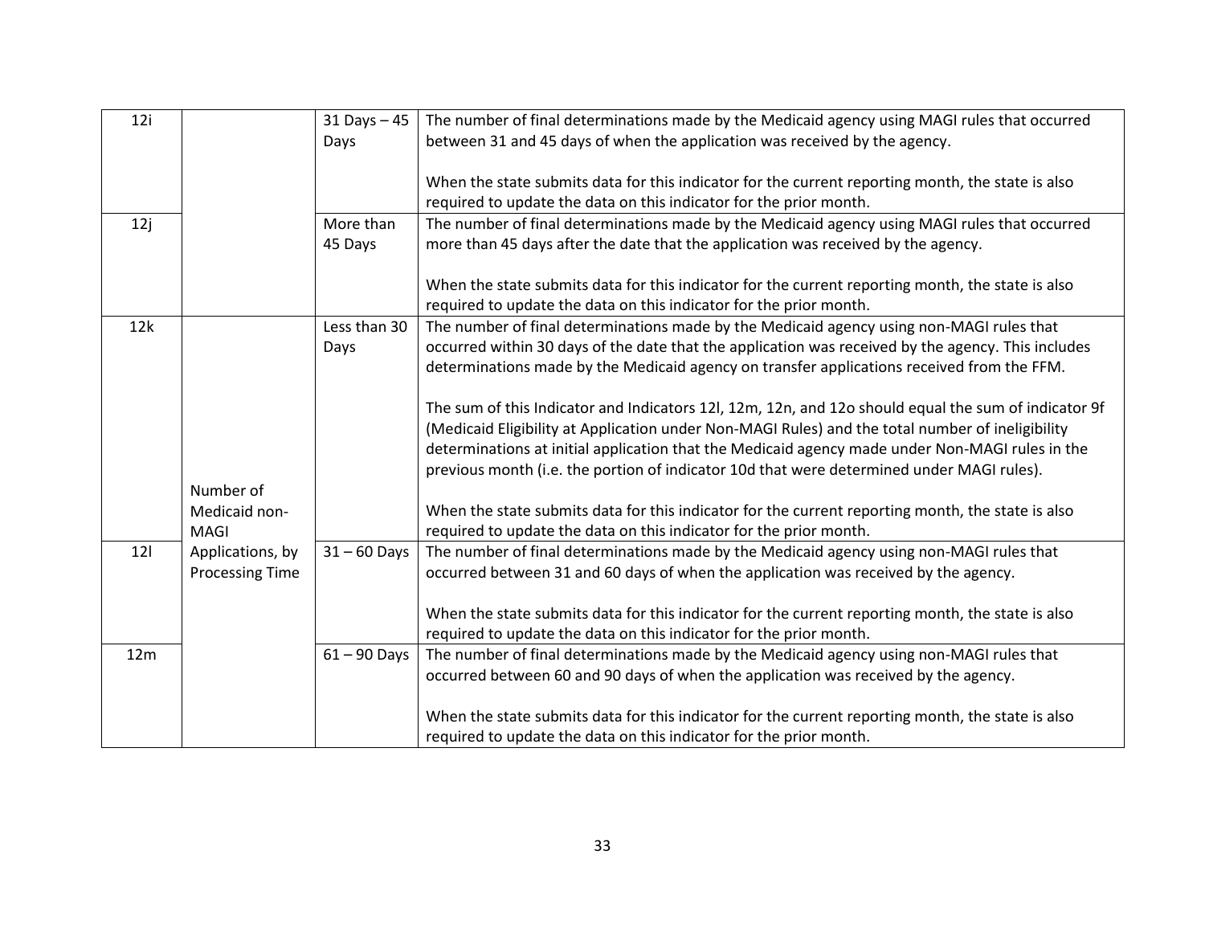| | | | |
|---|---|---|---|
| 12i | | 31 Days – 45 Days | The number of final determinations made by the Medicaid agency using MAGI rules that occurred between 31 and 45 days of when the application was received by the agency.<br><br>When the state submits data for this indicator for the current reporting month, the state is also required to update the data on this indicator for the prior month. |
| 12j | | More than 45 Days | The number of final determinations made by the Medicaid agency using MAGI rules that occurred more than 45 days after the date that the application was received by the agency.<br><br>When the state submits data for this indicator for the current reporting month, the state is also required to update the data on this indicator for the prior month. |
| 12k | Number of Medicaid non-MAGI Applications, by Processing Time | Less than 30 Days | The number of final determinations made by the Medicaid agency using non-MAGI rules that occurred within 30 days of the date that the application was received by the agency. This includes determinations made by the Medicaid agency on transfer applications received from the FFM.<br><br>The sum of this Indicator and Indicators 12l, 12m, 12n, and 12o should equal the sum of indicator 9f (Medicaid Eligibility at Application under Non-MAGI Rules) and the total number of ineligibility determinations at initial application that the Medicaid agency made under Non-MAGI rules in the previous month (i.e. the portion of indicator 10d that were determined under MAGI rules).<br><br>When the state submits data for this indicator for the current reporting month, the state is also required to update the data on this indicator for the prior month. |
| 12l | | 31 – 60 Days | The number of final determinations made by the Medicaid agency using non-MAGI rules that occurred between 31 and 60 days of when the application was received by the agency.<br><br>When the state submits data for this indicator for the current reporting month, the state is also required to update the data on this indicator for the prior month. |
| 12m | | 61 – 90 Days | The number of final determinations made by the Medicaid agency using non-MAGI rules that occurred between 60 and 90 days of when the application was received by the agency.<br><br>When the state submits data for this indicator for the current reporting month, the state is also required to update the data on this indicator for the prior month. |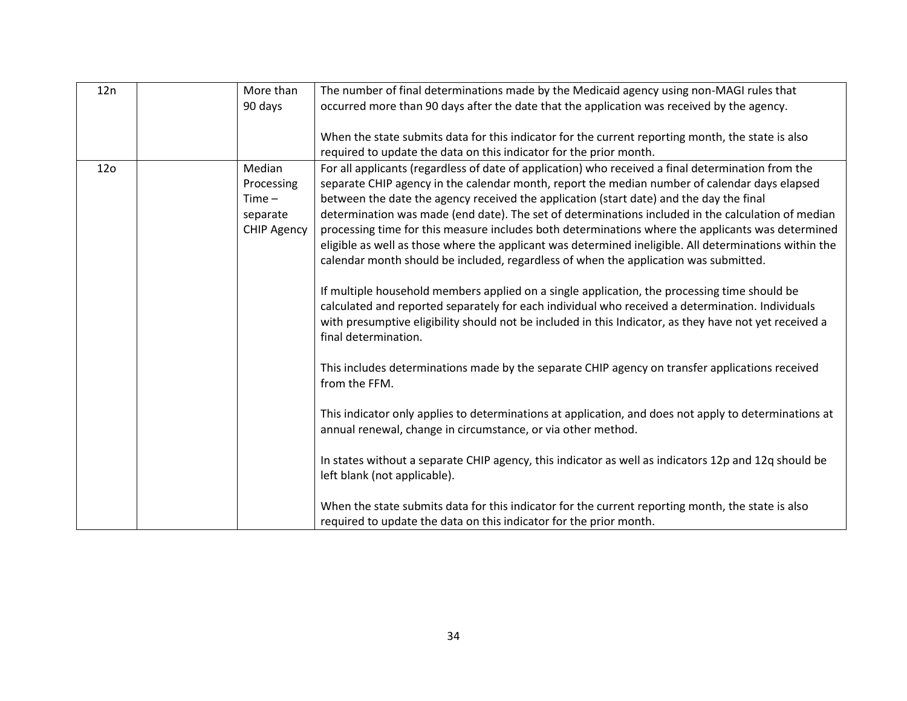| | | | |
|---|---|---|---|
| 12n | | More than 90 days | The number of final determinations made by the Medicaid agency using non-MAGI rules that occurred more than 90 days after the date that the application was received by the agency.<br><br>When the state submits data for this indicator for the current reporting month, the state is also required to update the data on this indicator for the prior month. |
| 12o | | Median Processing Time – separate CHIP Agency | For all applicants (regardless of date of application) who received a final determination from the separate CHIP agency in the calendar month, report the median number of calendar days elapsed between the date the agency received the application (start date) and the day the final determination was made (end date). The set of determinations included in the calculation of median processing time for this measure includes both determinations where the applicants was determined eligible as well as those where the applicant was determined ineligible. All determinations within the calendar month should be included, regardless of when the application was submitted.<br><br>If multiple household members applied on a single application, the processing time should be calculated and reported separately for each individual who received a determination. Individuals with presumptive eligibility should not be included in this Indicator, as they have not yet received a final determination.<br><br>This includes determinations made by the separate CHIP agency on transfer applications received from the FFM.<br><br>This indicator only applies to determinations at application, and does not apply to determinations at annual renewal, change in circumstance, or via other method.<br><br>In states without a separate CHIP agency, this indicator as well as indicators 12p and 12q should be left blank (not applicable).<br><br>When the state submits data for this indicator for the current reporting month, the state is also required to update the data on this indicator for the prior month. |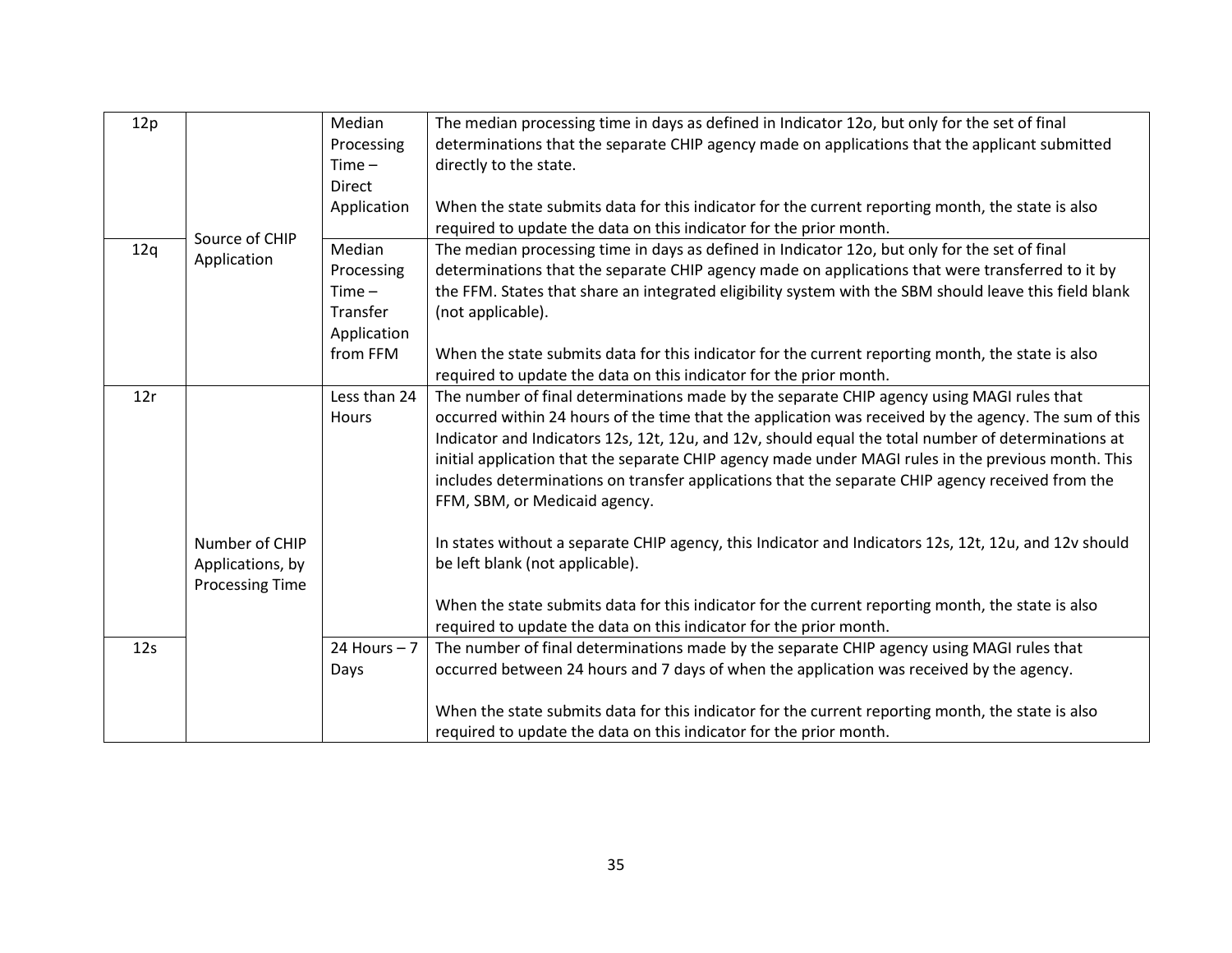| | | | |
|---|---|---|---|
| 12p | Source of CHIP Application | Median Processing Time – Direct Application | The median processing time in days as defined in Indicator 12o, but only for the set of final determinations that the separate CHIP agency made on applications that the applicant submitted directly to the state.<br><br>When the state submits data for this indicator for the current reporting month, the state is also required to update the data on this indicator for the prior month. |
| 12q | | Median Processing Time – Transfer Application from FFM | The median processing time in days as defined in Indicator 12o, but only for the set of final determinations that the separate CHIP agency made on applications that were transferred to it by the FFM. States that share an integrated eligibility system with the SBM should leave this field blank (not applicable).<br><br>When the state submits data for this indicator for the current reporting month, the state is also required to update the data on this indicator for the prior month. |
| 12r | Number of CHIP Applications, by Processing Time | Less than 24 Hours | The number of final determinations made by the separate CHIP agency using MAGI rules that occurred within 24 hours of the time that the application was received by the agency. The sum of this Indicator and Indicators 12s, 12t, 12u, and 12v, should equal the total number of determinations at initial application that the separate CHIP agency made under MAGI rules in the previous month. This includes determinations on transfer applications that the separate CHIP agency received from the FFM, SBM, or Medicaid agency.<br><br>In states without a separate CHIP agency, this Indicator and Indicators 12s, 12t, 12u, and 12v should be left blank (not applicable).<br><br>When the state submits data for this indicator for the current reporting month, the state is also required to update the data on this indicator for the prior month. |
| 12s | | 24 Hours – 7 Days | The number of final determinations made by the separate CHIP agency using MAGI rules that occurred between 24 hours and 7 days of when the application was received by the agency.<br><br>When the state submits data for this indicator for the current reporting month, the state is also required to update the data on this indicator for the prior month. |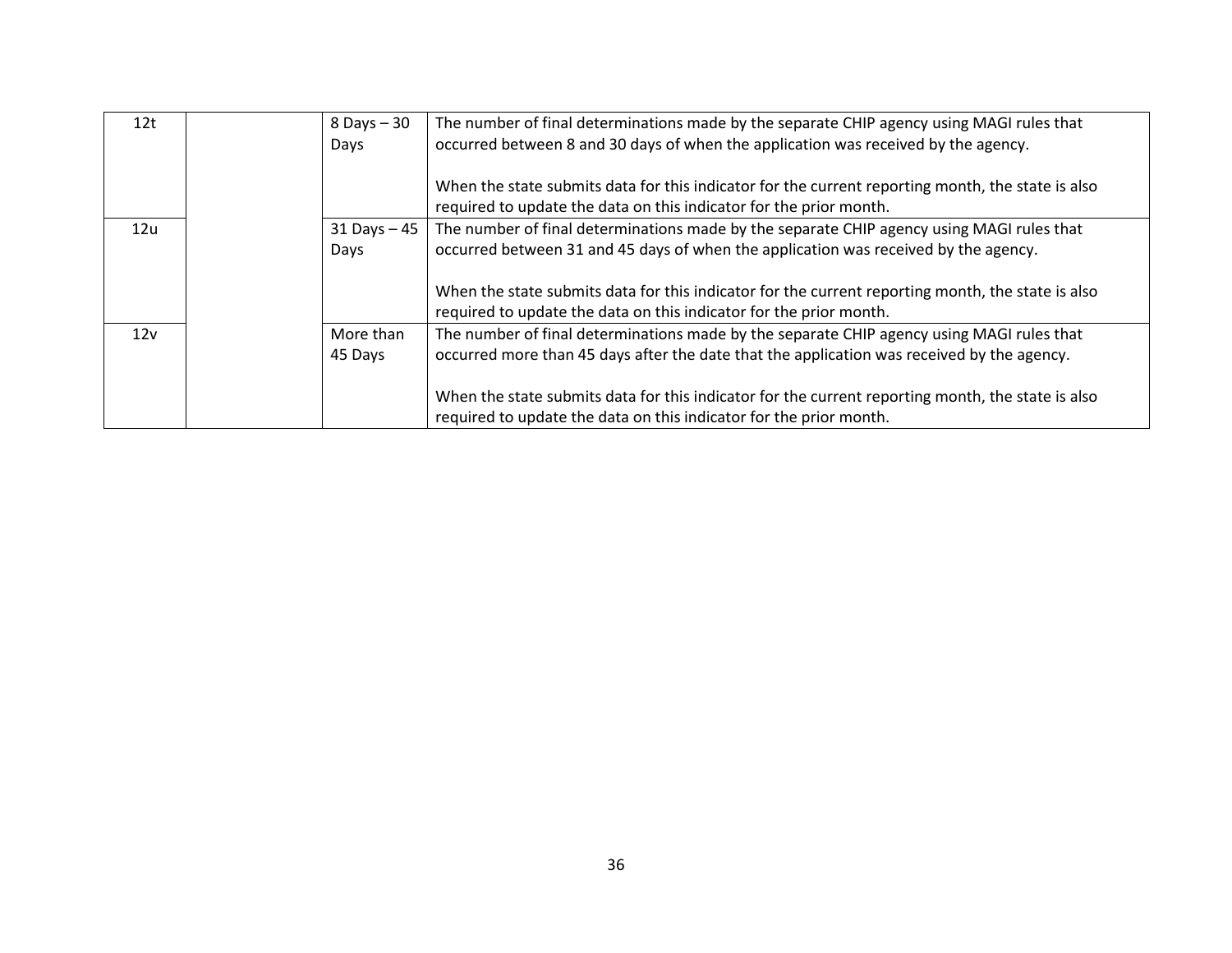| | | | |
|---|---|---|---|
| 12t | | 8 Days – 30 Days | The number of final determinations made by the separate CHIP agency using MAGI rules that occurred between 8 and 30 days of when the application was received by the agency.<br><br>When the state submits data for this indicator for the current reporting month, the state is also required to update the data on this indicator for the prior month. |
| 12u | | 31 Days – 45 Days | The number of final determinations made by the separate CHIP agency using MAGI rules that occurred between 31 and 45 days of when the application was received by the agency.<br><br>When the state submits data for this indicator for the current reporting month, the state is also required to update the data on this indicator for the prior month. |
| 12v | | More than 45 Days | The number of final determinations made by the separate CHIP agency using MAGI rules that occurred more than 45 days after the date that the application was received by the agency.<br><br>When the state submits data for this indicator for the current reporting month, the state is also required to update the data on this indicator for the prior month. |